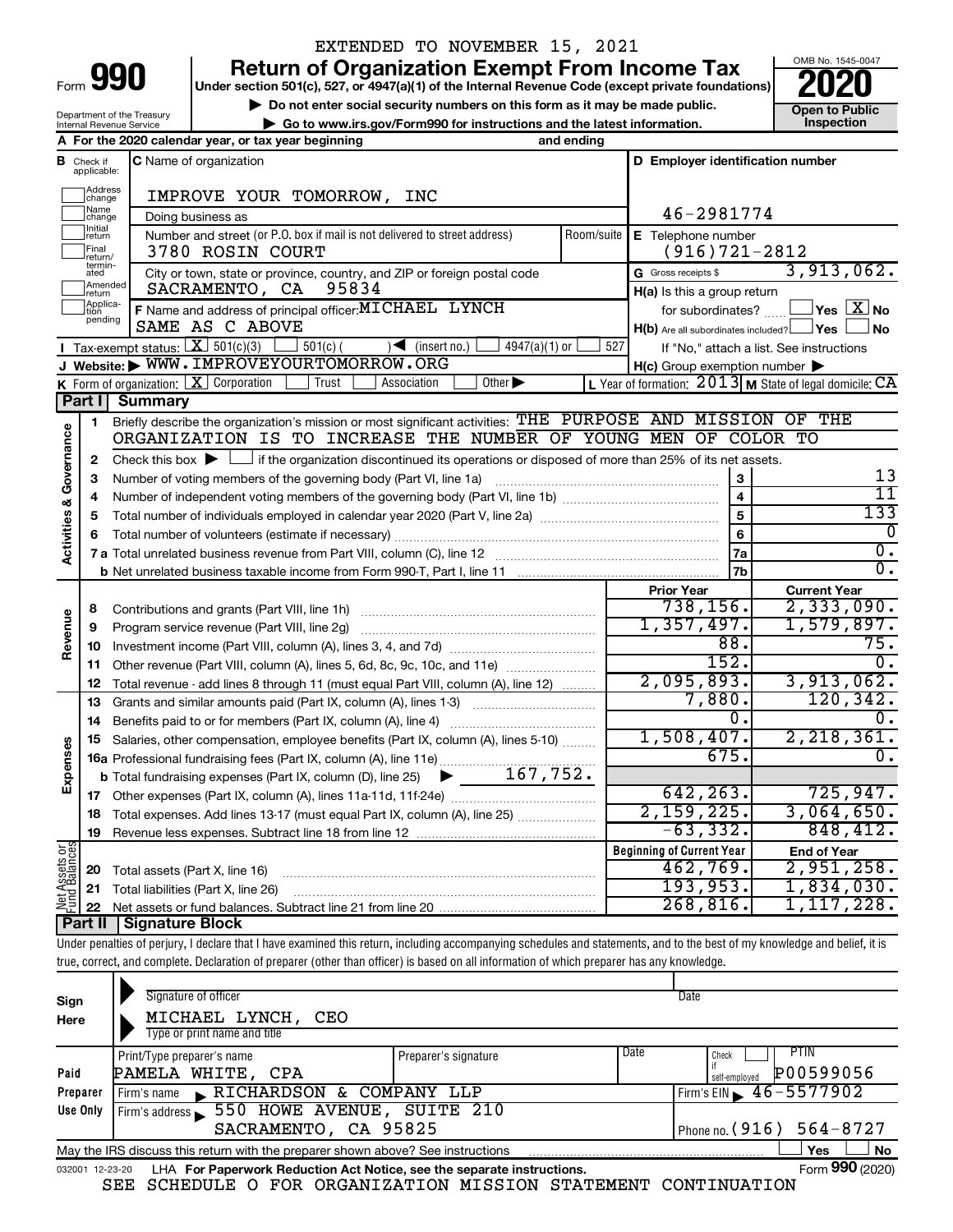EXTENDED TO NOVEMBER 15, 2021

# Form 990 — Return of Organization Exempt From Income Tax (2020)

Under section 501(c), 527, or 4947(a)(1) of the Internal Revenue Code (except private foundations)

▶ Do not enter social security numbers on this form as it may be made public.

▶ Go to www.irs.gov/Form990 for instructions and the latest information.

Department of the Treasury
Internal Revenue Service

OMB No. 1545-0047

**Open to Public Inspection**

**A** For the 2020 calendar year, or tax year beginning and ending

**B** Check if applicable: Address change, Name change, Initial return, Final return/terminated, Amended return, Application pending

**C** Name of organization: IMPROVE YOUR TOMORROW, INC

Doing business as

Number and street (or P.O. box if mail is not delivered to street address): 3780 ROSIN COURT — Room/suite

City or town, state or province, country, and ZIP or foreign postal code: SACRAMENTO, CA 95834

**D** Employer identification number: 46-2981774

**E** Telephone number: (916)721-2812

**G** Gross receipts $ 3,913,062.

**F** Name and address of principal officer: MICHAEL LYNCH, SAME AS C ABOVE

**H(a)** Is this a group return for subordinates? Yes [ ] No [X]

**H(b)** Are all subordinates included? Yes [ ] No [ ] If "No," attach a list. See instructions

**H(c)** Group exemption number ▶

**I** Tax-exempt status: [X] 501(c)(3) [ ] 501(c) ( ) ◀ (insert no.) [ ] 4947(a)(1) or [ ] 527

**J** Website: ▶ WWW.IMPROVEYOURTOMORROW.ORG

**K** Form of organization: [X] Corporation [ ] Trust [ ] Association [ ] Other ▶

**L** Year of formation: 2013 **M** State of legal domicile: CA

## Part I Summary

**Activities & Governance**

1 Briefly describe the organization's mission or most significant activities: THE PURPOSE AND MISSION OF THE ORGANIZATION IS TO INCREASE THE NUMBER OF YOUNG MEN OF COLOR TO

2 Check this box ▶ [ ] if the organization discontinued its operations or disposed of more than 25% of its net assets.

| Line | Description | No. | Value |
|---|---|---|---|
| 3 | Number of voting members of the governing body (Part VI, line 1a) | 3 | 13 |
| 4 | Number of independent voting members of the governing body (Part VI, line 1b) | 4 | 11 |
| 5 | Total number of individuals employed in calendar year 2020 (Part V, line 2a) | 5 | 133 |
| 6 | Total number of volunteers (estimate if necessary) | 6 | 0 |
| 7a | Total unrelated business revenue from Part VIII, column (C), line 12 | 7a | 0. |
| 7b | Net unrelated business taxable income from Form 990-T, Part I, line 11 | 7b | 0. |

| | Line | Description | Prior Year | Current Year |
|---|---|---|---|---|
| Revenue | 8 | Contributions and grants (Part VIII, line 1h) | 738,156. | 2,333,090. |
| | 9 | Program service revenue (Part VIII, line 2g) | 1,357,497. | 1,579,897. |
| | 10 | Investment income (Part VIII, column (A), lines 3, 4, and 7d) | 88. | 75. |
| | 11 | Other revenue (Part VIII, column (A), lines 5, 6d, 8c, 9c, 10c, and 11e) | 152. | 0. |
| | 12 | Total revenue - add lines 8 through 11 (must equal Part VIII, column (A), line 12) | 2,095,893. | 3,913,062. |
| Expenses | 13 | Grants and similar amounts paid (Part IX, column (A), lines 1-3) | 7,880. | 120,342. |
| | 14 | Benefits paid to or for members (Part IX, column (A), line 4) | 0. | 0. |
| | 15 | Salaries, other compensation, employee benefits (Part IX, column (A), lines 5-10) | 1,508,407. | 2,218,361. |
| | 16a | Professional fundraising fees (Part IX, column (A), line 11e) | 675. | 0. |
| | b | Total fundraising expenses (Part IX, column (D), line 25) ▶ 167,752. | | |
| | 17 | Other expenses (Part IX, column (A), lines 11a-11d, 11f-24e) | 642,263. | 725,947. |
| | 18 | Total expenses. Add lines 13-17 (must equal Part IX, column (A), line 25) | 2,159,225. | 3,064,650. |
| | 19 | Revenue less expenses. Subtract line 18 from line 12 | -63,332. | 848,412. |

| | Line | Description | Beginning of Current Year | End of Year |
|---|---|---|---|---|
| Net Assets or Fund Balances | 20 | Total assets (Part X, line 16) | 462,769. | 2,951,258. |
| | 21 | Total liabilities (Part X, line 26) | 193,953. | 1,834,030. |
| | 22 | Net assets or fund balances. Subtract line 21 from line 20 | 268,816. | 1,117,228. |

## Part II Signature Block

Under penalties of perjury, I declare that I have examined this return, including accompanying schedules and statements, and to the best of my knowledge and belief, it is true, correct, and complete. Declaration of preparer (other than officer) is based on all information of which preparer has any knowledge.

**Sign Here**

Signature of officer — Date

MICHAEL LYNCH, CEO

Type or print name and title

**Paid Preparer Use Only**

| Print/Type preparer's name | Preparer's signature | Date | Check if self-employed | PTIN |
|---|---|---|---|---|
| PAMELA WHITE, CPA | | | [ ] | P00599056 |

Firm's name ▶ RICHARDSON & COMPANY LLP — Firm's EIN ▶ 46-5577902

Firm's address ▶ 550 HOWE AVENUE, SUITE 210, SACRAMENTO, CA 95825 — Phone no. (916) 564-8727

May the IRS discuss this return with the preparer shown above? See instructions — [ ] Yes [ ] No

032001 12-23-20 LHA For Paperwork Reduction Act Notice, see the separate instructions. Form **990** (2020)

SEE SCHEDULE O FOR ORGANIZATION MISSION STATEMENT CONTINUATION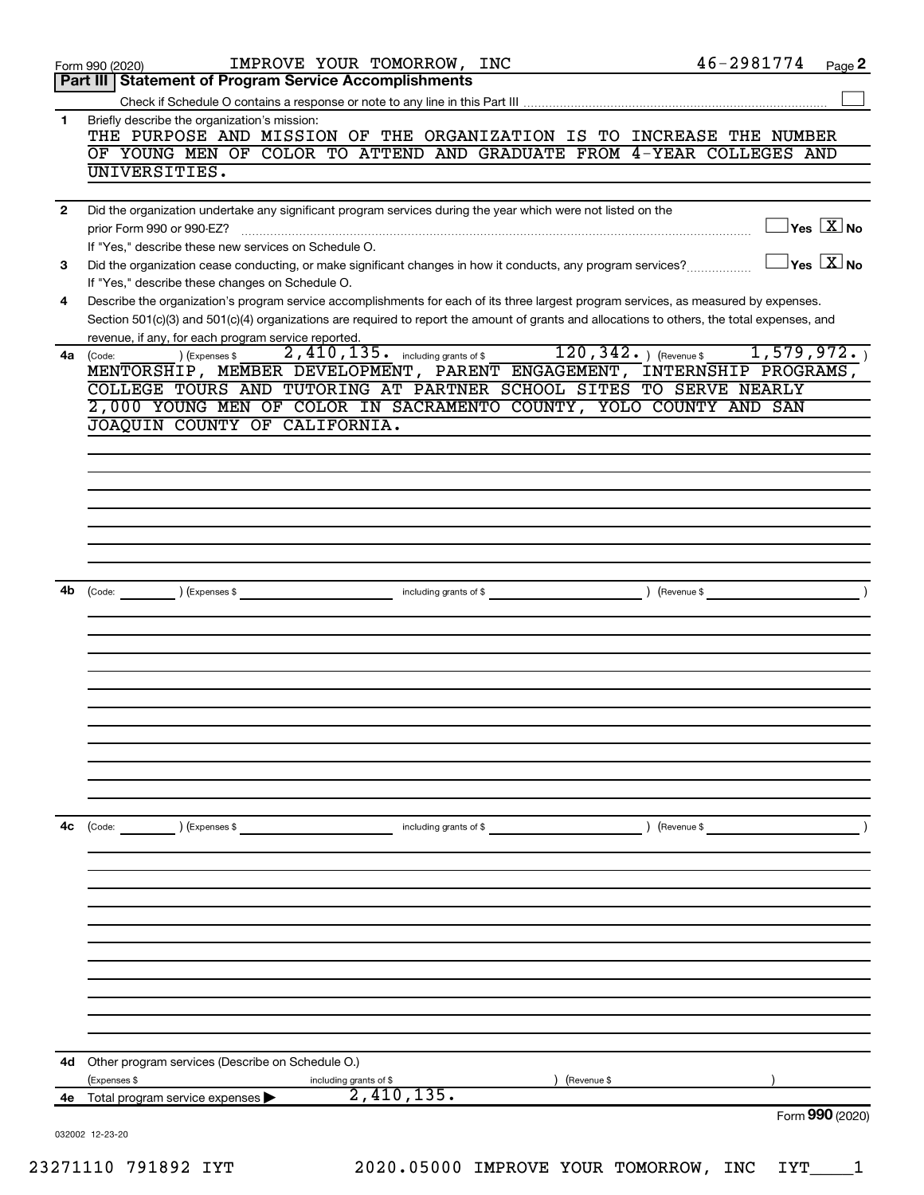Form 990 (2020) IMPROVE YOUR TOMORROW, INC 46-2981774 Page **2**

## Part III Statement of Program Service Accomplishments

Check if Schedule O contains a response or note to any line in this Part III ☐

**1** Briefly describe the organization's mission:

THE PURPOSE AND MISSION OF THE ORGANIZATION IS TO INCREASE THE NUMBER OF YOUNG MEN OF COLOR TO ATTEND AND GRADUATE FROM 4-YEAR COLLEGES AND UNIVERSITIES.

**2** Did the organization undertake any significant program services during the year which were not listed on the prior Form 990 or 990-EZ? ☐ Yes ☒ No

If "Yes," describe these new services on Schedule O.

**3** Did the organization cease conducting, or make significant changes in how it conducts, any program services? ☐ Yes ☒ No

If "Yes," describe these changes on Schedule O.

**4** Describe the organization's program service accomplishments for each of its three largest program services, as measured by expenses. Section 501(c)(3) and 501(c)(4) organizations are required to report the amount of grants and allocations to others, the total expenses, and revenue, if any, for each program service reported.

**4a** (Code: ) (Expenses $ 2,410,135. including grants of $ 120,342. ) (Revenue $ 1,579,972. )

MENTORSHIP, MEMBER DEVELOPMENT, PARENT ENGAGEMENT, INTERNSHIP PROGRAMS, COLLEGE TOURS AND TUTORING AT PARTNER SCHOOL SITES TO SERVE NEARLY 2,000 YOUNG MEN OF COLOR IN SACRAMENTO COUNTY, YOLO COUNTY AND SAN JOAQUIN COUNTY OF CALIFORNIA.

**4b** (Code: ) (Expenses $ including grants of $ ) (Revenue $ )

**4c** (Code: ) (Expenses $ including grants of $ ) (Revenue $ )

**4d** Other program services (Describe on Schedule O.)

(Expenses $ including grants of $ ) (Revenue $ )

**4e** Total program service expenses ▶ 2,410,135.

Form **990** (2020)

032002 12-23-20

23271110 791892 IYT 2020.05000 IMPROVE YOUR TOMORROW, INC IYT____1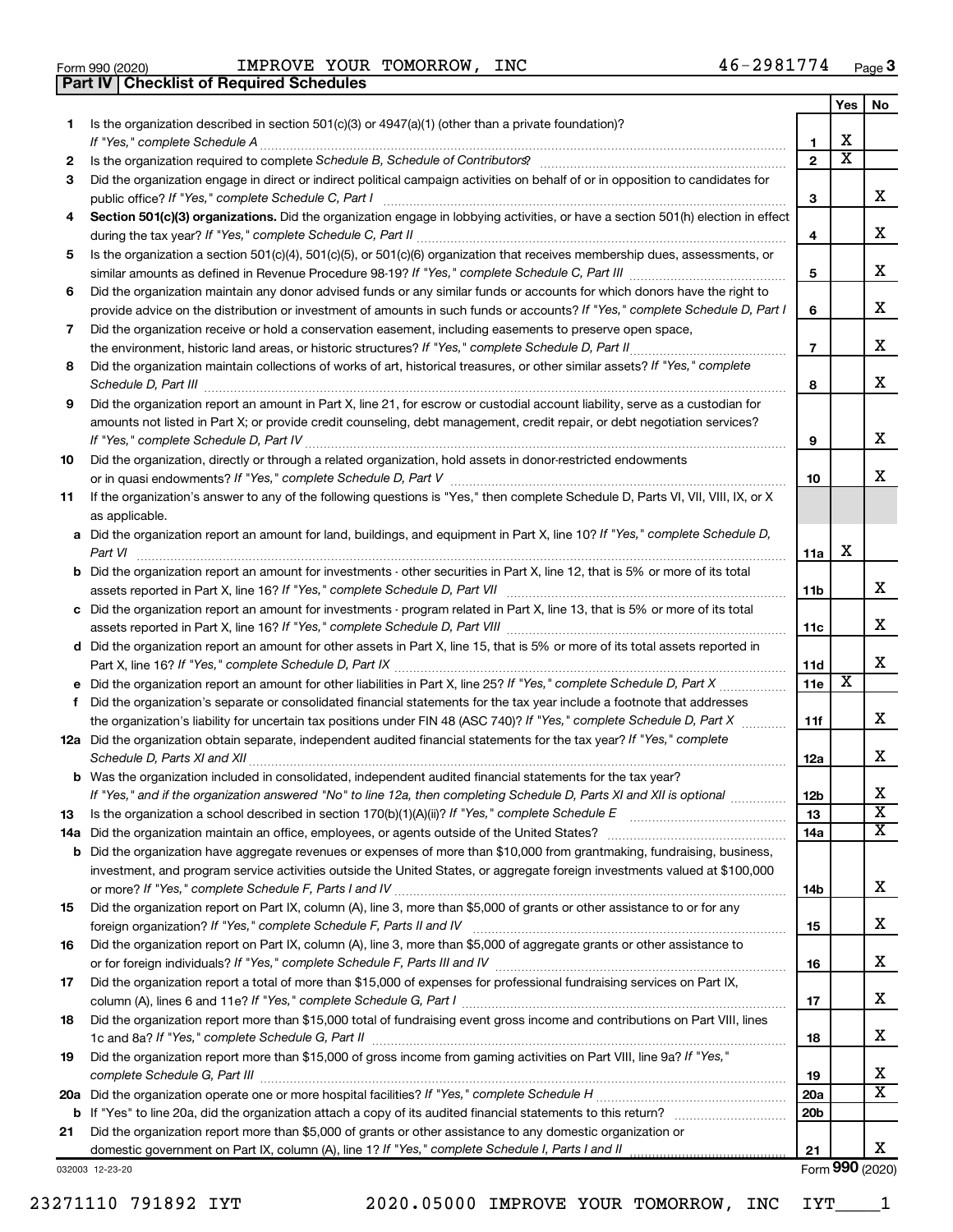Form 990 (2020) IMPROVE YOUR TOMORROW, INC 46-2981774

## Part IV | Checklist of Required Schedules

| | | | Yes | No |
|---|---|---|---|---|
| 1 | Is the organization described in section 501(c)(3) or 4947(a)(1) (other than a private foundation)? *If "Yes," complete Schedule A* | 1 | X | |
| 2 | Is the organization required to complete *Schedule B, Schedule of Contributors*? | 2 | X | |
| 3 | Did the organization engage in direct or indirect political campaign activities on behalf of or in opposition to candidates for public office? *If "Yes," complete Schedule C, Part I* | 3 | | X |
| 4 | **Section 501(c)(3) organizations.** Did the organization engage in lobbying activities, or have a section 501(h) election in effect during the tax year? *If "Yes," complete Schedule C, Part II* | 4 | | X |
| 5 | Is the organization a section 501(c)(4), 501(c)(5), or 501(c)(6) organization that receives membership dues, assessments, or similar amounts as defined in Revenue Procedure 98-19? *If "Yes," complete Schedule C, Part III* | 5 | | X |
| 6 | Did the organization maintain any donor advised funds or any similar funds or accounts for which donors have the right to provide advice on the distribution or investment of amounts in such funds or accounts? *If "Yes," complete Schedule D, Part I* | 6 | | X |
| 7 | Did the organization receive or hold a conservation easement, including easements to preserve open space, the environment, historic land areas, or historic structures? *If "Yes," complete Schedule D, Part II* | 7 | | X |
| 8 | Did the organization maintain collections of works of art, historical treasures, or other similar assets? *If "Yes," complete Schedule D, Part III* | 8 | | X |
| 9 | Did the organization report an amount in Part X, line 21, for escrow or custodial account liability, serve as a custodian for amounts not listed in Part X; or provide credit counseling, debt management, credit repair, or debt negotiation services? *If "Yes," complete Schedule D, Part IV* | 9 | | X |
| 10 | Did the organization, directly or through a related organization, hold assets in donor-restricted endowments or in quasi endowments? *If "Yes," complete Schedule D, Part V* | 10 | | X |
| 11 | If the organization's answer to any of the following questions is "Yes," then complete Schedule D, Parts VI, VII, VIII, IX, or X as applicable. | | | |
| a | Did the organization report an amount for land, buildings, and equipment in Part X, line 10? *If "Yes," complete Schedule D, Part VI* | 11a | X | |
| b | Did the organization report an amount for investments - other securities in Part X, line 12, that is 5% or more of its total assets reported in Part X, line 16? *If "Yes," complete Schedule D, Part VII* | 11b | | X |
| c | Did the organization report an amount for investments - program related in Part X, line 13, that is 5% or more of its total assets reported in Part X, line 16? *If "Yes," complete Schedule D, Part VIII* | 11c | | X |
| d | Did the organization report an amount for other assets in Part X, line 15, that is 5% or more of its total assets reported in Part X, line 16? *If "Yes," complete Schedule D, Part IX* | 11d | | X |
| e | Did the organization report an amount for other liabilities in Part X, line 25? *If "Yes," complete Schedule D, Part X* | 11e | X | |
| f | Did the organization's separate or consolidated financial statements for the tax year include a footnote that addresses the organization's liability for uncertain tax positions under FIN 48 (ASC 740)? *If "Yes," complete Schedule D, Part X* | 11f | | X |
| 12a | Did the organization obtain separate, independent audited financial statements for the tax year? *If "Yes," complete Schedule D, Parts XI and XII* | 12a | | X |
| b | Was the organization included in consolidated, independent audited financial statements for the tax year? *If "Yes," and if the organization answered "No" to line 12a, then completing Schedule D, Parts XI and XII is optional* | 12b | | X |
| 13 | Is the organization a school described in section 170(b)(1)(A)(ii)? *If "Yes," complete Schedule E* | 13 | | X |
| 14a | Did the organization maintain an office, employees, or agents outside of the United States? | 14a | | X |
| b | Did the organization have aggregate revenues or expenses of more than $10,000 from grantmaking, fundraising, business, investment, and program service activities outside the United States, or aggregate foreign investments valued at $100,000 or more? *If "Yes," complete Schedule F, Parts I and IV* | 14b | | X |
| 15 | Did the organization report on Part IX, column (A), line 3, more than $5,000 of grants or other assistance to or for any foreign organization? *If "Yes," complete Schedule F, Parts II and IV* | 15 | | X |
| 16 | Did the organization report on Part IX, column (A), line 3, more than $5,000 of aggregate grants or other assistance to or for foreign individuals? *If "Yes," complete Schedule F, Parts III and IV* | 16 | | X |
| 17 | Did the organization report a total of more than $15,000 of expenses for professional fundraising services on Part IX, column (A), lines 6 and 11e? *If "Yes," complete Schedule G, Part I* | 17 | | X |
| 18 | Did the organization report more than $15,000 total of fundraising event gross income and contributions on Part VIII, lines 1c and 8a? *If "Yes," complete Schedule G, Part II* | 18 | | X |
| 19 | Did the organization report more than $15,000 of gross income from gaming activities on Part VIII, line 9a? *If "Yes," complete Schedule G, Part III* | 19 | | X |
| 20a | Did the organization operate one or more hospital facilities? *If "Yes," complete Schedule H* | 20a | | X |
| b | If "Yes" to line 20a, did the organization attach a copy of its audited financial statements to this return? | 20b | | |
| 21 | Did the organization report more than $5,000 of grants or other assistance to any domestic organization or domestic government on Part IX, column (A), line 1? *If "Yes," complete Schedule I, Parts I and II* | 21 | | X |

032003 12-23-20 Form **990** (2020)

23271110 791892 IYT 2020.05000 IMPROVE YOUR TOMORROW, INC IYT____1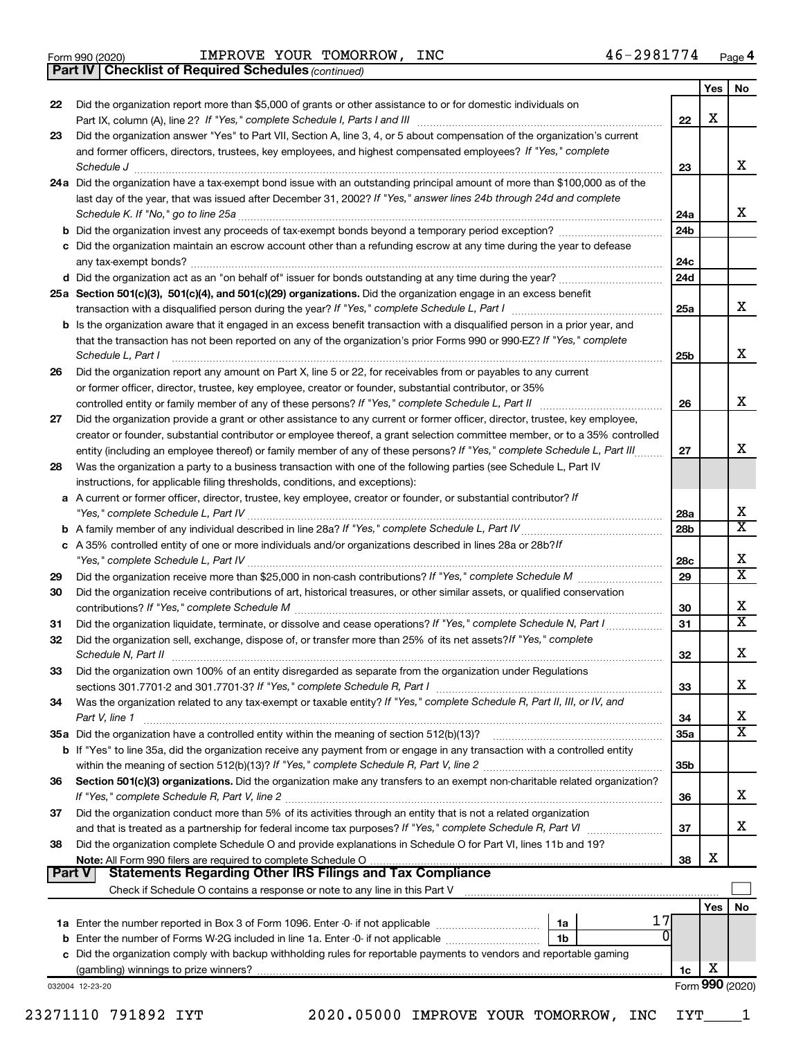Form 990 (2020) IMPROVE YOUR TOMORROW, INC 46-2981774 Page **4**

## Part IV Checklist of Required Schedules *(continued)*

| | | | Yes | No |
|---|---|---|---|---|
| 22 | Did the organization report more than $5,000 of grants or other assistance to or for domestic individuals on Part IX, column (A), line 2? *If "Yes," complete Schedule I, Parts I and III* | 22 | X | |
| 23 | Did the organization answer "Yes" to Part VII, Section A, line 3, 4, or 5 about compensation of the organization's current and former officers, directors, trustees, key employees, and highest compensated employees? *If "Yes," complete Schedule J* | 23 | | X |
| 24a | Did the organization have a tax-exempt bond issue with an outstanding principal amount of more than $100,000 as of the last day of the year, that was issued after December 31, 2002? *If "Yes," answer lines 24b through 24d and complete Schedule K. If "No," go to line 25a* | 24a | | X |
| b | Did the organization invest any proceeds of tax-exempt bonds beyond a temporary period exception? | 24b | | |
| c | Did the organization maintain an escrow account other than a refunding escrow at any time during the year to defease any tax-exempt bonds? | 24c | | |
| d | Did the organization act as an "on behalf of" issuer for bonds outstanding at any time during the year? | 24d | | |
| 25a | **Section 501(c)(3), 501(c)(4), and 501(c)(29) organizations.** Did the organization engage in an excess benefit transaction with a disqualified person during the year? *If "Yes," complete Schedule L, Part I* | 25a | | X |
| b | Is the organization aware that it engaged in an excess benefit transaction with a disqualified person in a prior year, and that the transaction has not been reported on any of the organization's prior Forms 990 or 990-EZ? *If "Yes," complete Schedule L, Part I* | 25b | | X |
| 26 | Did the organization report any amount on Part X, line 5 or 22, for receivables from or payables to any current or former officer, director, trustee, key employee, creator or founder, substantial contributor, or 35% controlled entity or family member of any of these persons? *If "Yes," complete Schedule L, Part II* | 26 | | X |
| 27 | Did the organization provide a grant or other assistance to any current or former officer, director, trustee, key employee, creator or founder, substantial contributor or employee thereof, a grant selection committee member, or to a 35% controlled entity (including an employee thereof) or family member of any of these persons? *If "Yes," complete Schedule L, Part III* | 27 | | X |
| 28 | Was the organization a party to a business transaction with one of the following parties (see Schedule L, Part IV instructions, for applicable filing thresholds, conditions, and exceptions): | | | |
| a | A current or former officer, director, trustee, key employee, creator or founder, or substantial contributor? *If "Yes," complete Schedule L, Part IV* | 28a | | X |
| b | A family member of any individual described in line 28a? *If "Yes," complete Schedule L, Part IV* | 28b | | X |
| c | A 35% controlled entity of one or more individuals and/or organizations described in lines 28a or 28b? *If "Yes," complete Schedule L, Part IV* | 28c | | X |
| 29 | Did the organization receive more than $25,000 in non-cash contributions? *If "Yes," complete Schedule M* | 29 | | X |
| 30 | Did the organization receive contributions of art, historical treasures, or other similar assets, or qualified conservation contributions? *If "Yes," complete Schedule M* | 30 | | X |
| 31 | Did the organization liquidate, terminate, or dissolve and cease operations? *If "Yes," complete Schedule N, Part I* | 31 | | X |
| 32 | Did the organization sell, exchange, dispose of, or transfer more than 25% of its net assets? *If "Yes," complete Schedule N, Part II* | 32 | | X |
| 33 | Did the organization own 100% of an entity disregarded as separate from the organization under Regulations sections 301.7701-2 and 301.7701-3? *If "Yes," complete Schedule R, Part I* | 33 | | X |
| 34 | Was the organization related to any tax-exempt or taxable entity? *If "Yes," complete Schedule R, Part II, III, or IV, and Part V, line 1* | 34 | | X |
| 35a | Did the organization have a controlled entity within the meaning of section 512(b)(13)? | 35a | | X |
| b | If "Yes" to line 35a, did the organization receive any payment from or engage in any transaction with a controlled entity within the meaning of section 512(b)(13)? *If "Yes," complete Schedule R, Part V, line 2* | 35b | | |
| 36 | **Section 501(c)(3) organizations.** Did the organization make any transfers to an exempt non-charitable related organization? *If "Yes," complete Schedule R, Part V, line 2* | 36 | | X |
| 37 | Did the organization conduct more than 5% of its activities through an entity that is not a related organization and that is treated as a partnership for federal income tax purposes? *If "Yes," complete Schedule R, Part VI* | 37 | | X |
| 38 | Did the organization complete Schedule O and provide explanations in Schedule O for Part VI, lines 11b and 19? **Note:** All Form 990 filers are required to complete Schedule O | 38 | X | |

## Part V Statements Regarding Other IRS Filings and Tax Compliance

Check if Schedule O contains a response or note to any line in this Part V ☐

| | | | | | Yes | No |
|---|---|---|---|---|---|---|
| 1a | Enter the number reported in Box 3 of Form 1096. Enter -0- if not applicable | 1a | 17 | | | |
| b | Enter the number of Forms W-2G included in line 1a. Enter -0- if not applicable | 1b | 0 | | | |
| c | Did the organization comply with backup withholding rules for reportable payments to vendors and reportable gaming (gambling) winnings to prize winners? | | | 1c | X | |

032004 12-23-20 Form **990** (2020)

23271110 791892 IYT 2020.05000 IMPROVE YOUR TOMORROW, INC IYT____1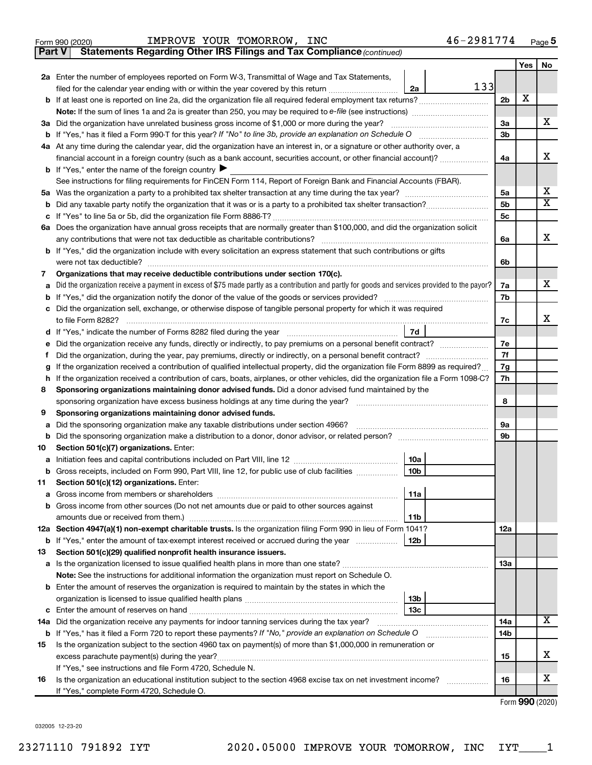Form 990 (2020) IMPROVE YOUR TOMORROW, INC 46-2981774 Page 5

**Part V Statements Regarding Other IRS Filings and Tax Compliance** *(continued)*

| | | | | Yes | No |
|---|---|---|---|---|---|
| **2a** | Enter the number of employees reported on Form W-3, Transmittal of Wage and Tax Statements, filed for the calendar year ending with or within the year covered by this return | 2a | 133 | | |
| **b** | If at least one is reported on line 2a, did the organization file all required federal employment tax returns? | | 2b | X | |
| | **Note:** If the sum of lines 1a and 2a is greater than 250, you may be required to *e-file* (see instructions) | | | | |
| **3a** | Did the organization have unrelated business gross income of $1,000 or more during the year? | | 3a | | X |
| **b** | If "Yes," has it filed a Form 990-T for this year? *If "No" to line 3b, provide an explanation on Schedule O* | | 3b | | |
| **4a** | At any time during the calendar year, did the organization have an interest in, or a signature or other authority over, a financial account in a foreign country (such as a bank account, securities account, or other financial account)? | | 4a | | X |
| **b** | If "Yes," enter the name of the foreign country ▶ | | | | |
| | See instructions for filing requirements for FinCEN Form 114, Report of Foreign Bank and Financial Accounts (FBAR). | | | | |
| **5a** | Was the organization a party to a prohibited tax shelter transaction at any time during the tax year? | | 5a | | X |
| **b** | Did any taxable party notify the organization that it was or is a party to a prohibited tax shelter transaction? | | 5b | | X |
| **c** | If "Yes" to line 5a or 5b, did the organization file Form 8886-T? | | 5c | | |
| **6a** | Does the organization have annual gross receipts that are normally greater than $100,000, and did the organization solicit any contributions that were not tax deductible as charitable contributions? | | 6a | | X |
| **b** | If "Yes," did the organization include with every solicitation an express statement that such contributions or gifts were not tax deductible? | | 6b | | |
| **7** | **Organizations that may receive deductible contributions under section 170(c).** | | | | |
| **a** | Did the organization receive a payment in excess of $75 made partly as a contribution and partly for goods and services provided to the payor? | | 7a | | X |
| **b** | If "Yes," did the organization notify the donor of the value of the goods or services provided? | | 7b | | |
| **c** | Did the organization sell, exchange, or otherwise dispose of tangible personal property for which it was required to file Form 8282? | | 7c | | X |
| **d** | If "Yes," indicate the number of Forms 8282 filed during the year | 7d | | | |
| **e** | Did the organization receive any funds, directly or indirectly, to pay premiums on a personal benefit contract? | | 7e | | |
| **f** | Did the organization, during the year, pay premiums, directly or indirectly, on a personal benefit contract? | | 7f | | |
| **g** | If the organization received a contribution of qualified intellectual property, did the organization file Form 8899 as required? | | 7g | | |
| **h** | If the organization received a contribution of cars, boats, airplanes, or other vehicles, did the organization file a Form 1098-C? | | 7h | | |
| **8** | **Sponsoring organizations maintaining donor advised funds.** Did a donor advised fund maintained by the sponsoring organization have excess business holdings at any time during the year? | | 8 | | |
| **9** | **Sponsoring organizations maintaining donor advised funds.** | | | | |
| **a** | Did the sponsoring organization make any taxable distributions under section 4966? | | 9a | | |
| **b** | Did the sponsoring organization make a distribution to a donor, donor advisor, or related person? | | 9b | | |
| **10** | **Section 501(c)(7) organizations.** Enter: | | | | |
| **a** | Initiation fees and capital contributions included on Part VIII, line 12 | 10a | | | |
| **b** | Gross receipts, included on Form 990, Part VIII, line 12, for public use of club facilities | 10b | | | |
| **11** | **Section 501(c)(12) organizations.** Enter: | | | | |
| **a** | Gross income from members or shareholders | 11a | | | |
| **b** | Gross income from other sources (Do not net amounts due or paid to other sources against amounts due or received from them.) | 11b | | | |
| **12a** | **Section 4947(a)(1) non-exempt charitable trusts.** Is the organization filing Form 990 in lieu of Form 1041? | | 12a | | |
| **b** | If "Yes," enter the amount of tax-exempt interest received or accrued during the year | 12b | | | |
| **13** | **Section 501(c)(29) qualified nonprofit health insurance issuers.** | | | | |
| **a** | Is the organization licensed to issue qualified health plans in more than one state? | | 13a | | |
| | **Note:** See the instructions for additional information the organization must report on Schedule O. | | | | |
| **b** | Enter the amount of reserves the organization is required to maintain by the states in which the organization is licensed to issue qualified health plans | 13b | | | |
| **c** | Enter the amount of reserves on hand | 13c | | | |
| **14a** | Did the organization receive any payments for indoor tanning services during the tax year? | | 14a | | X |
| **b** | If "Yes," has it filed a Form 720 to report these payments? *If "No," provide an explanation on Schedule O* | | 14b | | |
| **15** | Is the organization subject to the section 4960 tax on payment(s) of more than $1,000,000 in remuneration or excess parachute payment(s) during the year? | | 15 | | X |
| | If "Yes," see instructions and file Form 4720, Schedule N. | | | | |
| **16** | Is the organization an educational institution subject to the section 4968 excise tax on net investment income? | | 16 | | X |
| | If "Yes," complete Form 4720, Schedule O. | | | | |

Form **990** (2020)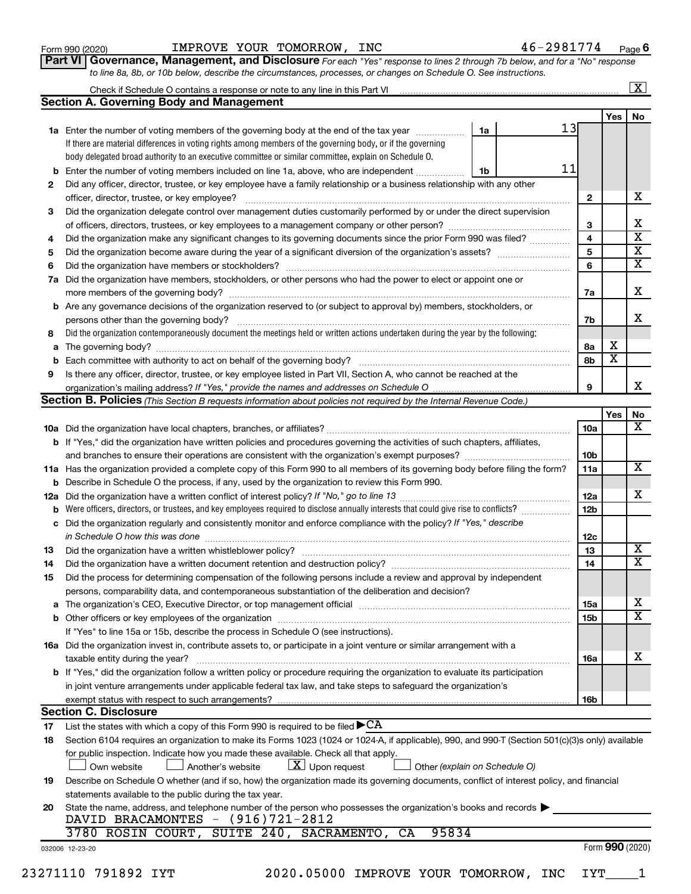Form 990 (2020) IMPROVE YOUR TOMORROW, INC 46-2981774 Page 6

**Part VI Governance, Management, and Disclosure** *For each "Yes" response to lines 2 through 7b below, and for a "No" response to line 8a, 8b, or 10b below, describe the circumstances, processes, or changes on Schedule O. See instructions.*

Check if Schedule O contains a response or note to any line in this Part VI ... [X]

## Section A. Governing Body and Management

| | | | Yes | No |
|---|---|---|---|---|
| **1a** | Enter the number of voting members of the governing body at the end of the tax year ... 1a: 13. If there are material differences in voting rights among members of the governing body, or if the governing body delegated broad authority to an executive committee or similar committee, explain on Schedule O. | | | |
| **b** | Enter the number of voting members included on line 1a, above, who are independent ... 1b: 11 | | | |
| **2** | Did any officer, director, trustee, or key employee have a family relationship or a business relationship with any other officer, director, trustee, or key employee? | 2 | | X |
| **3** | Did the organization delegate control over management duties customarily performed by or under the direct supervision of officers, directors, trustees, or key employees to a management company or other person? | 3 | | X |
| **4** | Did the organization make any significant changes to its governing documents since the prior Form 990 was filed? | 4 | | X |
| **5** | Did the organization become aware during the year of a significant diversion of the organization's assets? | 5 | | X |
| **6** | Did the organization have members or stockholders? | 6 | | X |
| **7a** | Did the organization have members, stockholders, or other persons who had the power to elect or appoint one or more members of the governing body? | 7a | | X |
| **b** | Are any governance decisions of the organization reserved to (or subject to approval by) members, stockholders, or persons other than the governing body? | 7b | | X |
| **8** | Did the organization contemporaneously document the meetings held or written actions undertaken during the year by the following: | | | |
| **a** | The governing body? | 8a | X | |
| **b** | Each committee with authority to act on behalf of the governing body? | 8b | X | |
| **9** | Is there any officer, director, trustee, or key employee listed in Part VII, Section A, who cannot be reached at the organization's mailing address? *If "Yes," provide the names and addresses on Schedule O* | 9 | | X |

## Section B. Policies *(This Section B requests information about policies not required by the Internal Revenue Code.)*

| | | | Yes | No |
|---|---|---|---|---|
| **10a** | Did the organization have local chapters, branches, or affiliates? | 10a | | X |
| **b** | If "Yes," did the organization have written policies and procedures governing the activities of such chapters, affiliates, and branches to ensure their operations are consistent with the organization's exempt purposes? | 10b | | |
| **11a** | Has the organization provided a complete copy of this Form 990 to all members of its governing body before filing the form? | 11a | | X |
| **b** | Describe in Schedule O the process, if any, used by the organization to review this Form 990. | | | |
| **12a** | Did the organization have a written conflict of interest policy? *If "No," go to line 13* | 12a | | X |
| **b** | Were officers, directors, or trustees, and key employees required to disclose annually interests that could give rise to conflicts? | 12b | | |
| **c** | Did the organization regularly and consistently monitor and enforce compliance with the policy? *If "Yes," describe in Schedule O how this was done* | 12c | | |
| **13** | Did the organization have a written whistleblower policy? | 13 | | X |
| **14** | Did the organization have a written document retention and destruction policy? | 14 | | X |
| **15** | Did the process for determining compensation of the following persons include a review and approval by independent persons, comparability data, and contemporaneous substantiation of the deliberation and decision? | | | |
| **a** | The organization's CEO, Executive Director, or top management official | 15a | | X |
| **b** | Other officers or key employees of the organization | 15b | | X |
| | If "Yes" to line 15a or 15b, describe the process in Schedule O (see instructions). | | | |
| **16a** | Did the organization invest in, contribute assets to, or participate in a joint venture or similar arrangement with a taxable entity during the year? | 16a | | X |
| **b** | If "Yes," did the organization follow a written policy or procedure requiring the organization to evaluate its participation in joint venture arrangements under applicable federal tax law, and take steps to safeguard the organization's exempt status with respect to such arrangements? | 16b | | |

## Section C. Disclosure

**17** List the states with which a copy of this Form 990 is required to be filed ▶ CA

**18** Section 6104 requires an organization to make its Forms 1023 (1024 or 1024-A, if applicable), 990, and 990-T (Section 501(c)(3)s only) available for public inspection. Indicate how you made these available. Check all that apply.

[ ] Own website [ ] Another's website [X] Upon request [ ] Other *(explain on Schedule O)*

**19** Describe on Schedule O whether (and if so, how) the organization made its governing documents, conflict of interest policy, and financial statements available to the public during the tax year.

**20** State the name, address, and telephone number of the person who possesses the organization's books and records ▶

DAVID BRACAMONTES - (916)721-2812
3780 ROSIN COURT, SUITE 240, SACRAMENTO, CA 95834

032006 12-23-20 Form **990** (2020)

23271110 791892 IYT 2020.05000 IMPROVE YOUR TOMORROW, INC IYT____1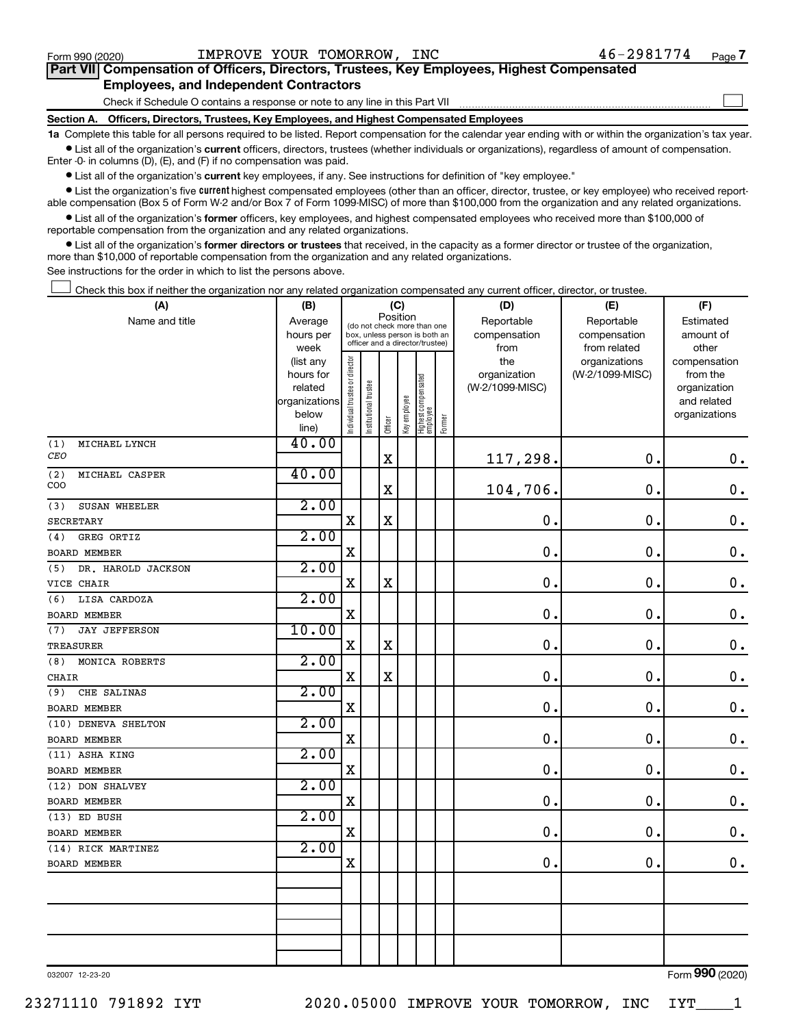Form 990 (2020) IMPROVE YOUR TOMORROW, INC 46-2981774 Page 7

## Part VII Compensation of Officers, Directors, Trustees, Key Employees, Highest Compensated Employees, and Independent Contractors

Check if Schedule O contains a response or note to any line in this Part VII

### Section A. Officers, Directors, Trustees, Key Employees, and Highest Compensated Employees

**1a** Complete this table for all persons required to be listed. Report compensation for the calendar year ending with or within the organization's tax year.

- List all of the organization's **current** officers, directors, trustees (whether individuals or organizations), regardless of amount of compensation. Enter -0- in columns (D), (E), and (F) if no compensation was paid.
- List all of the organization's **current** key employees, if any. See instructions for definition of "key employee."
- List the organization's five **current** highest compensated employees (other than an officer, director, trustee, or key employee) who received reportable compensation (Box 5 of Form W-2 and/or Box 7 of Form 1099-MISC) of more than $100,000 from the organization and any related organizations.
- List all of the organization's **former** officers, key employees, and highest compensated employees who received more than $100,000 of reportable compensation from the organization and any related organizations.
- List all of the organization's **former directors or trustees** that received, in the capacity as a former director or trustee of the organization, more than $10,000 of reportable compensation from the organization and any related organizations.

See instructions for the order in which to list the persons above.

Check this box if neither the organization nor any related organization compensated any current officer, director, or trustee.

| (A) Name and title | (B) Average hours per week (list any hours for related organizations below line) | (C) Position: Individual trustee or director | Institutional trustee | Officer | Key employee | Highest compensated employee | Former | (D) Reportable compensation from the organization (W-2/1099-MISC) | (E) Reportable compensation from related organizations (W-2/1099-MISC) | (F) Estimated amount of other compensation from the organization and related organizations |
|---|---|---|---|---|---|---|---|---|---|---|
| (1) MICHAEL LYNCH<br>CEO | 40.00 | | | X | | | | 117,298. | 0. | 0. |
| (2) MICHAEL CASPER<br>COO | 40.00 | | | X | | | | 104,706. | 0. | 0. |
| (3) SUSAN WHEELER<br>SECRETARY | 2.00 | X | | X | | | | 0. | 0. | 0. |
| (4) GREG ORTIZ<br>BOARD MEMBER | 2.00 | X | | | | | | 0. | 0. | 0. |
| (5) DR. HAROLD JACKSON<br>VICE CHAIR | 2.00 | X | | X | | | | 0. | 0. | 0. |
| (6) LISA CARDOZA<br>BOARD MEMBER | 2.00 | X | | | | | | 0. | 0. | 0. |
| (7) JAY JEFFERSON<br>TREASURER | 10.00 | X | | X | | | | 0. | 0. | 0. |
| (8) MONICA ROBERTS<br>CHAIR | 2.00 | X | | X | | | | 0. | 0. | 0. |
| (9) CHE SALINAS<br>BOARD MEMBER | 2.00 | X | | | | | | 0. | 0. | 0. |
| (10) DENEVA SHELTON<br>BOARD MEMBER | 2.00 | X | | | | | | 0. | 0. | 0. |
| (11) ASHA KING<br>BOARD MEMBER | 2.00 | X | | | | | | 0. | 0. | 0. |
| (12) DON SHALVEY<br>BOARD MEMBER | 2.00 | X | | | | | | 0. | 0. | 0. |
| (13) ED BUSH<br>BOARD MEMBER | 2.00 | X | | | | | | 0. | 0. | 0. |
| (14) RICK MARTINEZ<br>BOARD MEMBER | 2.00 | X | | | | | | 0. | 0. | 0. |
| | | | | | | | | | | |
| | | | | | | | | | | |
| | | | | | | | | | | |

032007 12-23-20 Form 990 (2020)

23271110 791892 IYT 2020.05000 IMPROVE YOUR TOMORROW, INC IYT____1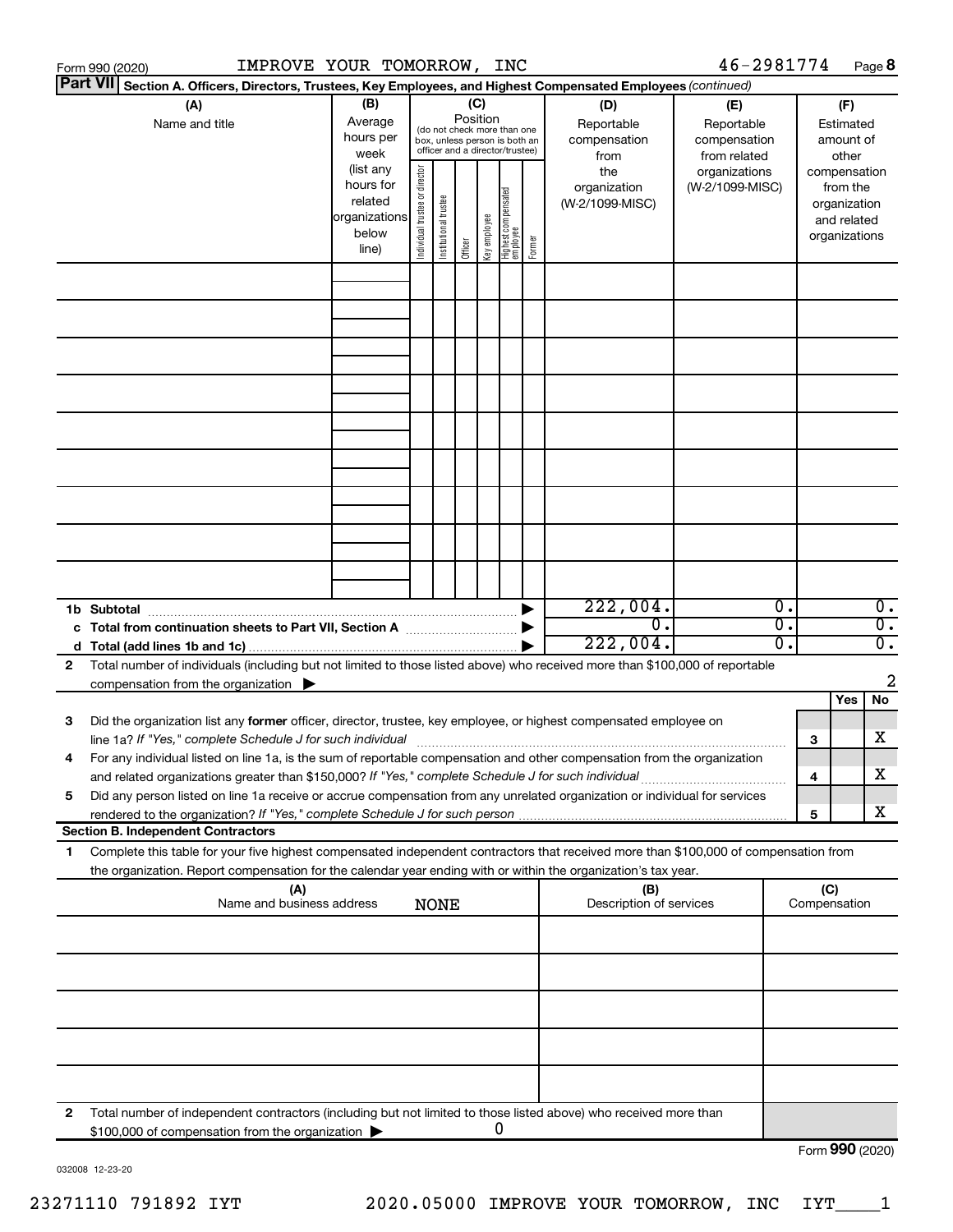Form 990 (2020) IMPROVE YOUR TOMORROW, INC 46-2981774

## Part VII Section A. Officers, Directors, Trustees, Key Employees, and Highest Compensated Employees *(continued)*

| (A) Name and title | (B) Average hours per week (list any hours for related organizations below line) | (C) Position: Individual trustee or director | Institutional trustee | Officer | Key employee | Highest compensated employee | Former | (D) Reportable compensation from the organization (W-2/1099-MISC) | (E) Reportable compensation from related organizations (W-2/1099-MISC) | (F) Estimated amount of other compensation from the organization and related organizations |
|---|---|---|---|---|---|---|---|---|---|---|
| | | | | | | | | | | |
| | | | | | | | | | | |
| | | | | | | | | | | |
| | | | | | | | | | | |
| | | | | | | | | | | |
| | | | | | | | | | | |
| | | | | | | | | | | |
| | | | | | | | | | | |
| | | | | | | | | | | |

| | | (D) | (E) | (F) |
|---|---|---|---|---|
| 1b | Subtotal | 222,004. | 0. | 0. |
| c | Total from continuation sheets to Part VII, Section A | 0. | 0. | 0. |
| d | Total (add lines 1b and 1c) | 222,004. | 0. | 0. |

2 Total number of individuals (including but not limited to those listed above) who received more than $100,000 of reportable compensation from the organization ▶ 2

| | | | Yes | No |
|---|---|---|---|---|
| 3 | Did the organization list any **former** officer, director, trustee, key employee, or highest compensated employee on line 1a? *If "Yes," complete Schedule J for such individual* | 3 | | X |
| 4 | For any individual listed on line 1a, is the sum of reportable compensation and other compensation from the organization and related organizations greater than $150,000? *If "Yes," complete Schedule J for such individual* | 4 | | X |
| 5 | Did any person listed on line 1a receive or accrue compensation from any unrelated organization or individual for services rendered to the organization? *If "Yes," complete Schedule J for such person* | 5 | | X |

### Section B. Independent Contractors

1 Complete this table for your five highest compensated independent contractors that received more than $100,000 of compensation from the organization. Report compensation for the calendar year ending with or within the organization's tax year.

| (A) Name and business address | (B) Description of services | (C) Compensation |
|---|---|---|
| NONE | | |
| | | |
| | | |
| | | |
| | | |

2 Total number of independent contractors (including but not limited to those listed above) who received more than $100,000 of compensation from the organization ▶ 0

Form **990** (2020)

032008 12-23-20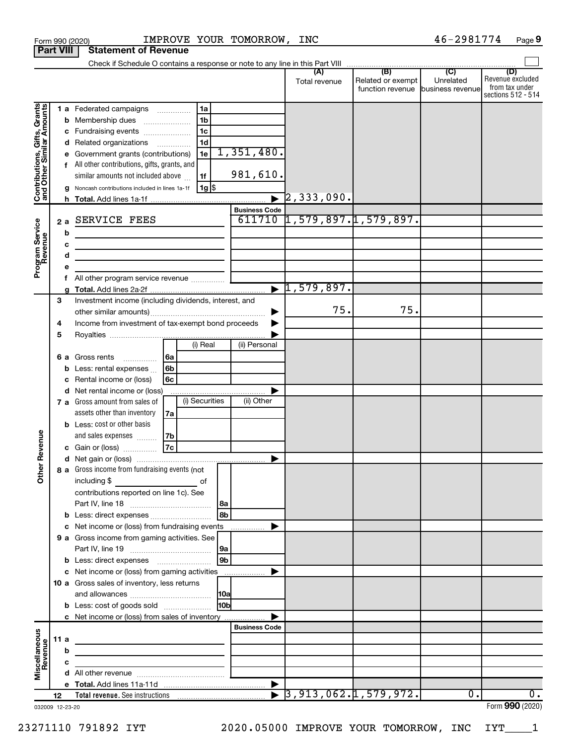Form 990 (2020) IMPROVE YOUR TOMORROW, INC 46-2981774

## Part VIII Statement of Revenue

Check if Schedule O contains a response or note to any line in this Part VIII

| | | | | (A) Total revenue | (B) Related or exempt function revenue | (C) Unrelated business revenue | (D) Revenue excluded from tax under sections 512 - 514 |
|---|---|---|---|---|---|---|---|
| **Contributions, Gifts, Grants and Other Similar Amounts** | 1 a | Federated campaigns | 1a | | | | |
| | b | Membership dues | 1b | | | | |
| | c | Fundraising events | 1c | | | | |
| | d | Related organizations | 1d | | | | |
| | e | Government grants (contributions) | 1e 1,351,480. | | | | |
| | f | All other contributions, gifts, grants, and similar amounts not included above | 1f 981,610. | | | | |
| | g | Noncash contributions included in lines 1a-1f | 1g $ | | | | |
| | h | **Total.** Add lines 1a-1f | ▶ | 2,333,090. | | | |
| **Program Service Revenue** | | | **Business Code** | | | | |
| | 2 a | SERVICE FEES | 611710 | 1,579,897. | 1,579,897. | | |
| | b | | | | | | |
| | c | | | | | | |
| | d | | | | | | |
| | e | | | | | | |
| | f | All other program service revenue | | | | | |
| | g | **Total.** Add lines 2a-2f | ▶ | 1,579,897. | | | |
| **Other Revenue** | 3 | Investment income (including dividends, interest, and other similar amounts) | ▶ | 75. | 75. | | |
| | 4 | Income from investment of tax-exempt bond proceeds | ▶ | | | | |
| | 5 | Royalties | ▶ | | | | |
| | | | (i) Real / (ii) Personal | | | | |
| | 6 a | Gross rents | 6a | | | | |
| | b | Less: rental expenses | 6b | | | | |
| | c | Rental income or (loss) | 6c | | | | |
| | d | Net rental income or (loss) | ▶ | | | | |
| | | | (i) Securities / (ii) Other | | | | |
| | 7 a | Gross amount from sales of assets other than inventory | 7a | | | | |
| | b | Less: cost or other basis and sales expenses | 7b | | | | |
| | c | Gain or (loss) | 7c | | | | |
| | d | Net gain or (loss) | ▶ | | | | |
| | 8 a | Gross income from fundraising events (not including $ of contributions reported on line 1c). See Part IV, line 18 | 8a | | | | |
| | b | Less: direct expenses | 8b | | | | |
| | c | Net income or (loss) from fundraising events | ▶ | | | | |
| | 9 a | Gross income from gaming activities. See Part IV, line 19 | 9a | | | | |
| | b | Less: direct expenses | 9b | | | | |
| | c | Net income or (loss) from gaming activities | ▶ | | | | |
| | 10 a | Gross sales of inventory, less returns and allowances | 10a | | | | |
| | b | Less: cost of goods sold | 10b | | | | |
| | c | Net income or (loss) from sales of inventory | ▶ | | | | |
| **Miscellaneous Revenue** | | | **Business Code** | | | | |
| | 11 a | | | | | | |
| | b | | | | | | |
| | c | | | | | | |
| | d | All other revenue | | | | | |
| | e | **Total.** Add lines 11a-11d | ▶ | | | | |
| | 12 | **Total revenue.** See instructions | ▶ | 3,913,062. | 1,579,972. | 0. | 0. |

032009 12-23-20 Form **990** (2020)

23271110 791892 IYT 2020.05000 IMPROVE YOUR TOMORROW, INC IYT____1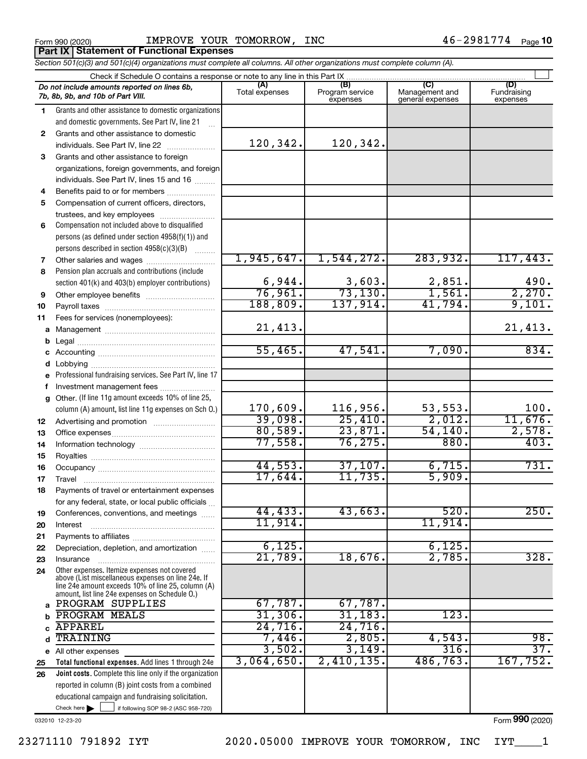Form 990 (2020) IMPROVE YOUR TOMORROW, INC 46-2981774 Page 10

## Part IX Statement of Functional Expenses

*Section 501(c)(3) and 501(c)(4) organizations must complete all columns. All other organizations must complete column (A).*

Check if Schedule O contains a response or note to any line in this Part IX

| | *Do not include amounts reported on lines 6b, 7b, 8b, 9b, and 10b of Part VIII.* | (A) Total expenses | (B) Program service expenses | (C) Management and general expenses | (D) Fundraising expenses |
|---|---|---|---|---|---|
| 1 | Grants and other assistance to domestic organizations and domestic governments. See Part IV, line 21 | | | | |
| 2 | Grants and other assistance to domestic individuals. See Part IV, line 22 | 120,342. | 120,342. | | |
| 3 | Grants and other assistance to foreign organizations, foreign governments, and foreign individuals. See Part IV, lines 15 and 16 | | | | |
| 4 | Benefits paid to or for members | | | | |
| 5 | Compensation of current officers, directors, trustees, and key employees | | | | |
| 6 | Compensation not included above to disqualified persons (as defined under section 4958(f)(1)) and persons described in section 4958(c)(3)(B) | | | | |
| 7 | Other salaries and wages | 1,945,647. | 1,544,272. | 283,932. | 117,443. |
| 8 | Pension plan accruals and contributions (include section 401(k) and 403(b) employer contributions) | 6,944. | 3,603. | 2,851. | 490. |
| 9 | Other employee benefits | 76,961. | 73,130. | 1,561. | 2,270. |
| 10 | Payroll taxes | 188,809. | 137,914. | 41,794. | 9,101. |
| 11 | Fees for services (nonemployees): | | | | |
| a | Management | 21,413. | | | 21,413. |
| b | Legal | | | | |
| c | Accounting | 55,465. | 47,541. | 7,090. | 834. |
| d | Lobbying | | | | |
| e | Professional fundraising services. See Part IV, line 17 | | | | |
| f | Investment management fees | | | | |
| g | Other. (If line 11g amount exceeds 10% of line 25, column (A) amount, list line 11g expenses on Sch O.) | 170,609. | 116,956. | 53,553. | 100. |
| 12 | Advertising and promotion | 39,098. | 25,410. | 2,012. | 11,676. |
| 13 | Office expenses | 80,589. | 23,871. | 54,140. | 2,578. |
| 14 | Information technology | 77,558. | 76,275. | 880. | 403. |
| 15 | Royalties | | | | |
| 16 | Occupancy | 44,553. | 37,107. | 6,715. | 731. |
| 17 | Travel | 17,644. | 11,735. | 5,909. | |
| 18 | Payments of travel or entertainment expenses for any federal, state, or local public officials | | | | |
| 19 | Conferences, conventions, and meetings | 44,433. | 43,663. | 520. | 250. |
| 20 | Interest | 11,914. | | 11,914. | |
| 21 | Payments to affiliates | | | | |
| 22 | Depreciation, depletion, and amortization | 6,125. | | 6,125. | |
| 23 | Insurance | 21,789. | 18,676. | 2,785. | 328. |
| 24 | Other expenses. Itemize expenses not covered above (List miscellaneous expenses on line 24e. If line 24e amount exceeds 10% of line 25, column (A) amount, list line 24e expenses on Schedule O.) | | | | |
| a | PROGRAM SUPPLIES | 67,787. | 67,787. | | |
| b | PROGRAM MEALS | 31,306. | 31,183. | 123. | |
| c | APPAREL | 24,716. | 24,716. | | |
| d | TRAINING | 7,446. | 2,805. | 4,543. | 98. |
| e | All other expenses | 3,502. | 3,149. | 316. | 37. |
| 25 | **Total functional expenses.** Add lines 1 through 24e | 3,064,650. | 2,410,135. | 486,763. | 167,752. |
| 26 | **Joint costs.** Complete this line only if the organization reported in column (B) joint costs from a combined educational campaign and fundraising solicitation. Check here ☐ if following SOP 98-2 (ASC 958-720) | | | | |

032010 12-23-20 Form 990 (2020)

23271110 791892 IYT 2020.05000 IMPROVE YOUR TOMORROW, INC IYT____1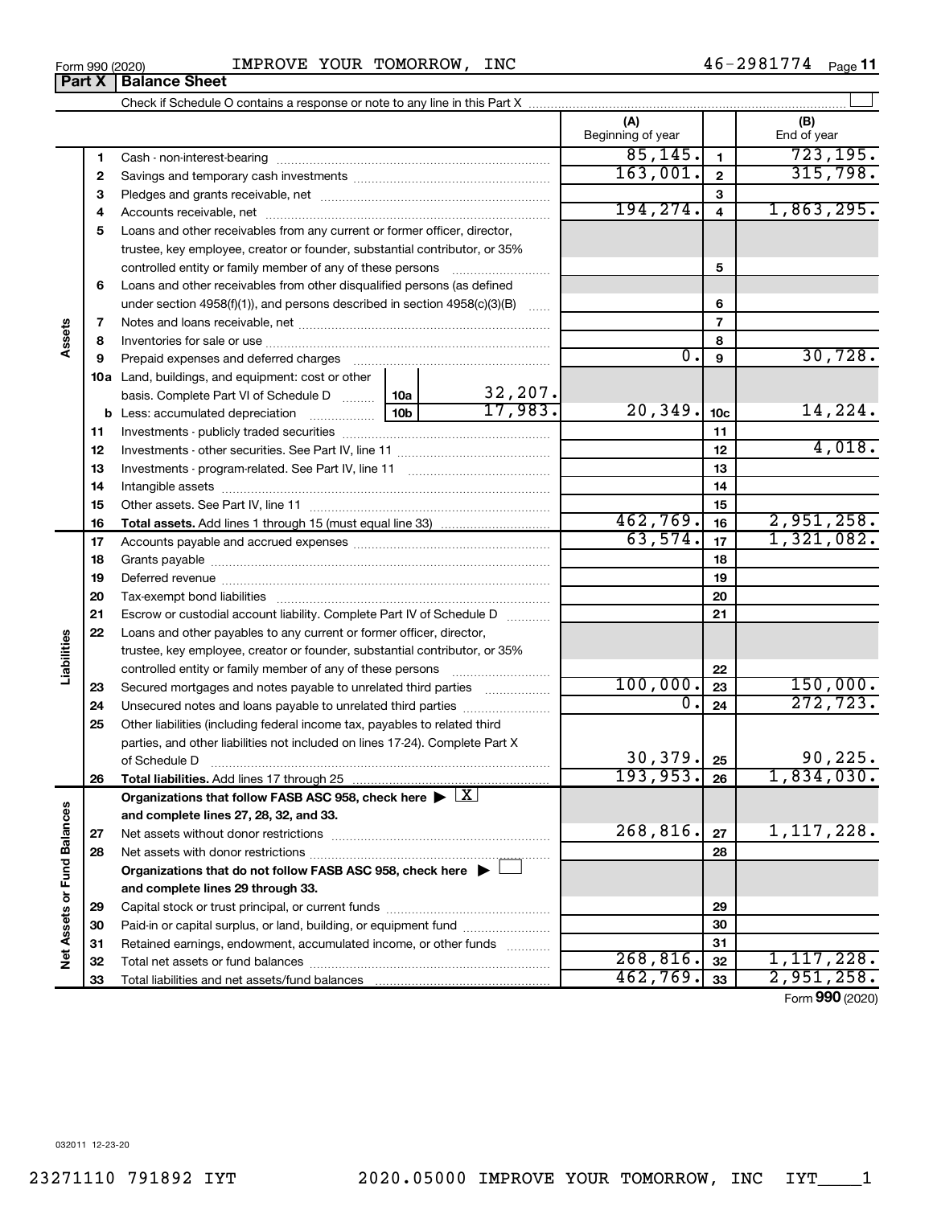Form 990 (2020) IMPROVE YOUR TOMORROW, INC 46-2981774

## Part X Balance Sheet

Check if Schedule O contains a response or note to any line in this Part X ☐

| | | | (A) Beginning of year | | (B) End of year |
|---|---|---|---|---|---|
| **Assets** | 1 | Cash - non-interest-bearing | 85,145. | 1 | 723,195. |
| | 2 | Savings and temporary cash investments | 163,001. | 2 | 315,798. |
| | 3 | Pledges and grants receivable, net | | 3 | |
| | 4 | Accounts receivable, net | 194,274. | 4 | 1,863,295. |
| | 5 | Loans and other receivables from any current or former officer, director, trustee, key employee, creator or founder, substantial contributor, or 35% controlled entity or family member of any of these persons | | 5 | |
| | 6 | Loans and other receivables from other disqualified persons (as defined under section 4958(f)(1)), and persons described in section 4958(c)(3)(B) | | 6 | |
| | 7 | Notes and loans receivable, net | | 7 | |
| | 8 | Inventories for sale or use | | 8 | |
| | 9 | Prepaid expenses and deferred charges | 0. | 9 | 30,728. |
| | 10a | Land, buildings, and equipment: cost or other basis. Complete Part VI of Schedule D 10a 32,207. | | | |
| | b | Less: accumulated depreciation 10b 17,983. | 20,349. | 10c | 14,224. |
| | 11 | Investments - publicly traded securities | | 11 | |
| | 12 | Investments - other securities. See Part IV, line 11 | | 12 | 4,018. |
| | 13 | Investments - program-related. See Part IV, line 11 | | 13 | |
| | 14 | Intangible assets | | 14 | |
| | 15 | Other assets. See Part IV, line 11 | | 15 | |
| | 16 | **Total assets.** Add lines 1 through 15 (must equal line 33) | 462,769. | 16 | 2,951,258. |
| **Liabilities** | 17 | Accounts payable and accrued expenses | 63,574. | 17 | 1,321,082. |
| | 18 | Grants payable | | 18 | |
| | 19 | Deferred revenue | | 19 | |
| | 20 | Tax-exempt bond liabilities | | 20 | |
| | 21 | Escrow or custodial account liability. Complete Part IV of Schedule D | | 21 | |
| | 22 | Loans and other payables to any current or former officer, director, trustee, key employee, creator or founder, substantial contributor, or 35% controlled entity or family member of any of these persons | | 22 | |
| | 23 | Secured mortgages and notes payable to unrelated third parties | 100,000. | 23 | 150,000. |
| | 24 | Unsecured notes and loans payable to unrelated third parties | 0. | 24 | 272,723. |
| | 25 | Other liabilities (including federal income tax, payables to related third parties, and other liabilities not included on lines 17-24). Complete Part X of Schedule D | 30,379. | 25 | 90,225. |
| | 26 | **Total liabilities.** Add lines 17 through 25 | 193,953. | 26 | 1,834,030. |
| **Net Assets or Fund Balances** | | **Organizations that follow FASB ASC 958, check here ▶ ☒ and complete lines 27, 28, 32, and 33.** | | | |
| | 27 | Net assets without donor restrictions | 268,816. | 27 | 1,117,228. |
| | 28 | Net assets with donor restrictions | | 28 | |
| | | **Organizations that do not follow FASB ASC 958, check here ▶ ☐ and complete lines 29 through 33.** | | | |
| | 29 | Capital stock or trust principal, or current funds | | 29 | |
| | 30 | Paid-in or capital surplus, or land, building, or equipment fund | | 30 | |
| | 31 | Retained earnings, endowment, accumulated income, or other funds | | 31 | |
| | 32 | Total net assets or fund balances | 268,816. | 32 | 1,117,228. |
| | 33 | Total liabilities and net assets/fund balances | 462,769. | 33 | 2,951,258. |

Form **990** (2020)

032011 12-23-20

23271110 791892 IYT 2020.05000 IMPROVE YOUR TOMORROW, INC IYT____1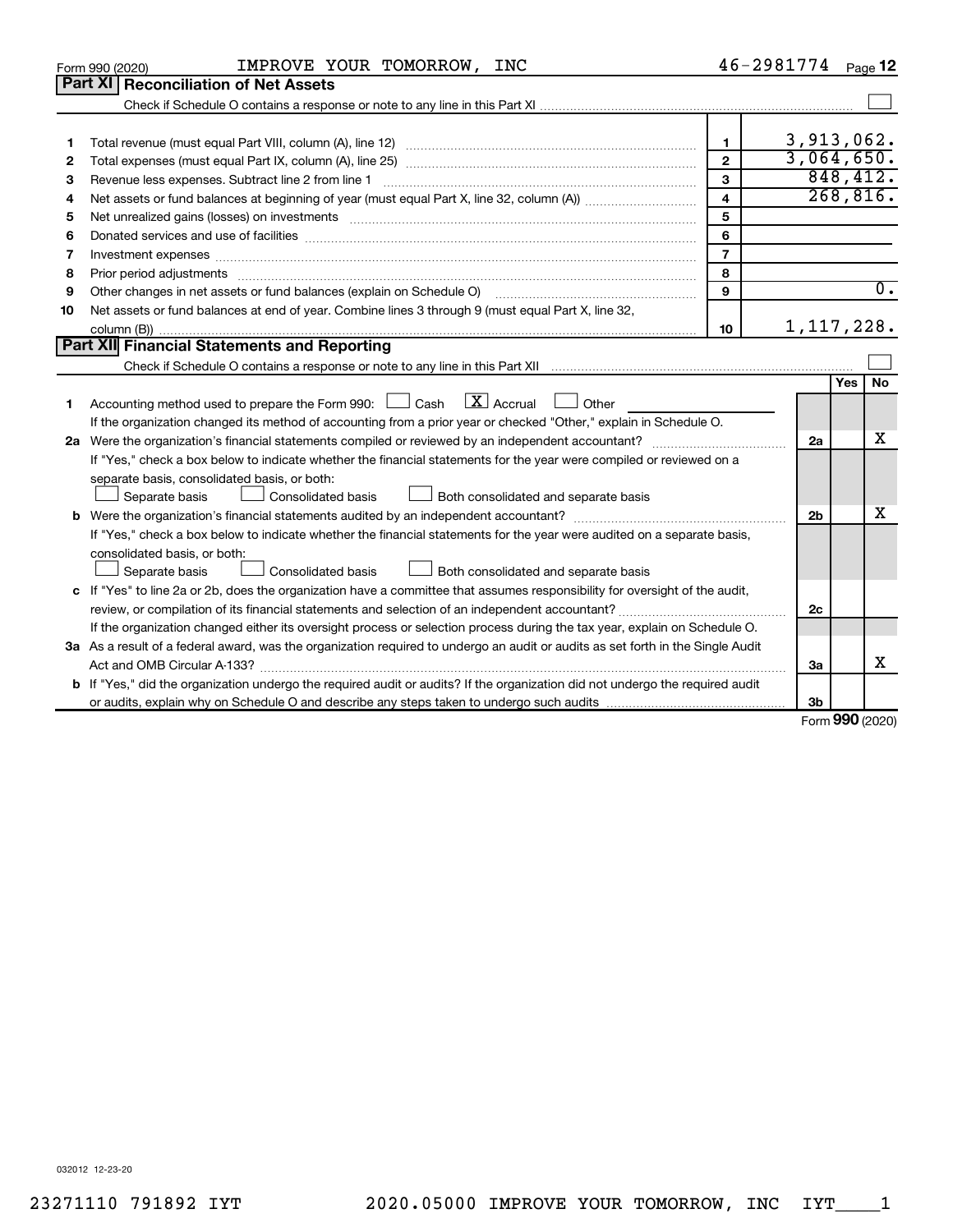Form 990 (2020) IMPROVE YOUR TOMORROW, INC 46-2981774

## Part XI Reconciliation of Net Assets

Check if Schedule O contains a response or note to any line in this Part XI ☐

| | | | |
|---|---|---|---|
| 1 | Total revenue (must equal Part VIII, column (A), line 12) | 1 | 3,913,062. |
| 2 | Total expenses (must equal Part IX, column (A), line 25) | 2 | 3,064,650. |
| 3 | Revenue less expenses. Subtract line 2 from line 1 | 3 | 848,412. |
| 4 | Net assets or fund balances at beginning of year (must equal Part X, line 32, column (A)) | 4 | 268,816. |
| 5 | Net unrealized gains (losses) on investments | 5 | |
| 6 | Donated services and use of facilities | 6 | |
| 7 | Investment expenses | 7 | |
| 8 | Prior period adjustments | 8 | |
| 9 | Other changes in net assets or fund balances (explain on Schedule O) | 9 | 0. |
| 10 | Net assets or fund balances at end of year. Combine lines 3 through 9 (must equal Part X, line 32, column (B)) | 10 | 1,117,228. |

## Part XII Financial Statements and Reporting

Check if Schedule O contains a response or note to any line in this Part XII ☐

| | | | Yes | No |
|---|---|---|---|---|
| 1 | Accounting method used to prepare the Form 990: ☐ Cash ☒ Accrual ☐ Other<br>If the organization changed its method of accounting from a prior year or checked "Other," explain in Schedule O. | | | |
| 2a | Were the organization's financial statements compiled or reviewed by an independent accountant? | 2a | | X |
| | If "Yes," check a box below to indicate whether the financial statements for the year were compiled or reviewed on a separate basis, consolidated basis, or both:<br>☐ Separate basis ☐ Consolidated basis ☐ Both consolidated and separate basis | | | |
| b | Were the organization's financial statements audited by an independent accountant? | 2b | | X |
| | If "Yes," check a box below to indicate whether the financial statements for the year were audited on a separate basis, consolidated basis, or both:<br>☐ Separate basis ☐ Consolidated basis ☐ Both consolidated and separate basis | | | |
| c | If "Yes" to line 2a or 2b, does the organization have a committee that assumes responsibility for oversight of the audit, review, or compilation of its financial statements and selection of an independent accountant? | 2c | | |
| | If the organization changed either its oversight process or selection process during the tax year, explain on Schedule O. | | | |
| 3a | As a result of a federal award, was the organization required to undergo an audit or audits as set forth in the Single Audit Act and OMB Circular A-133? | 3a | | X |
| b | If "Yes," did the organization undergo the required audit or audits? If the organization did not undergo the required audit or audits, explain why on Schedule O and describe any steps taken to undergo such audits | 3b | | |

Form **990** (2020)

032012 12-23-20

23271110 791892 IYT 2020.05000 IMPROVE YOUR TOMORROW, INC IYT____1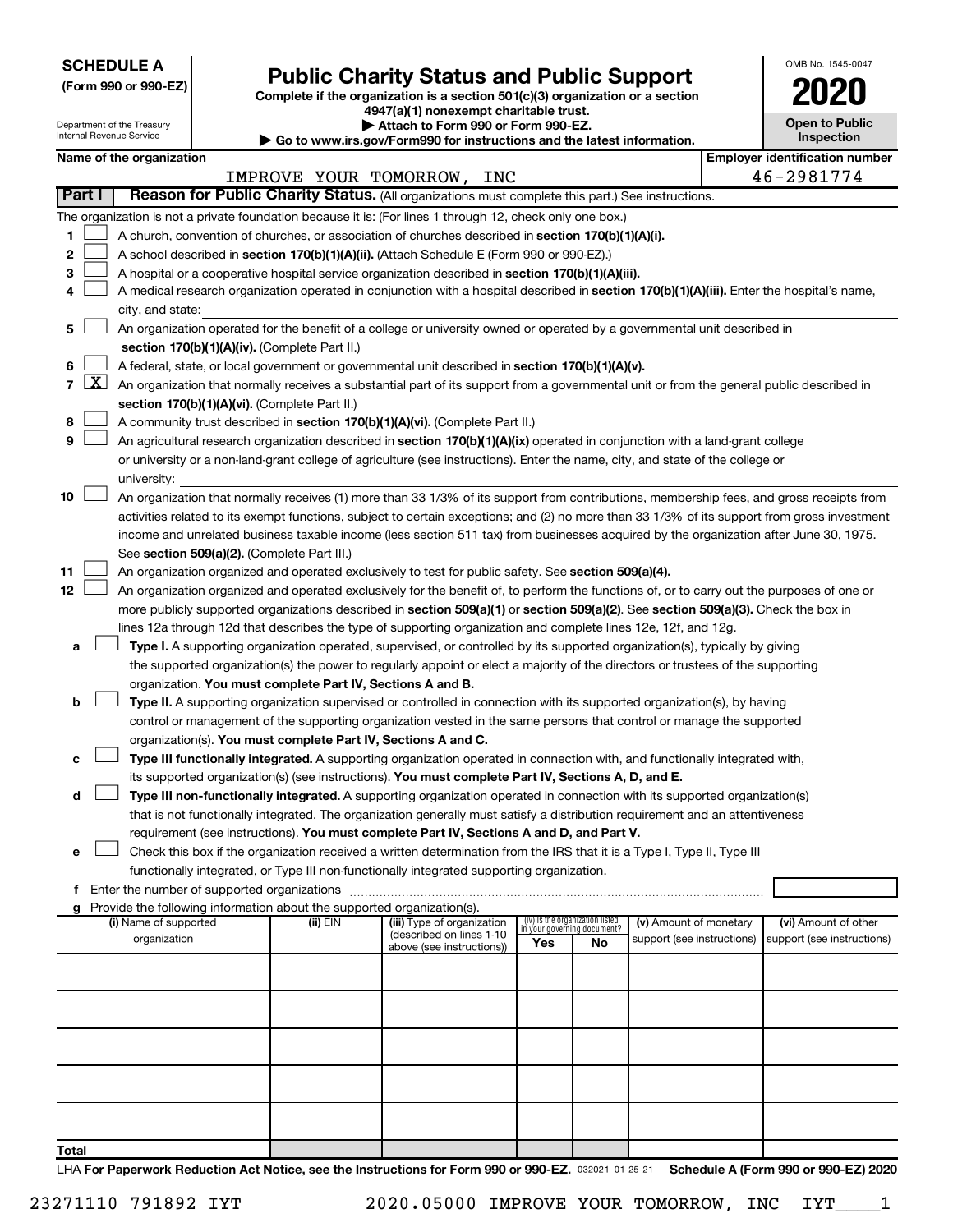**SCHEDULE A**
**(Form 990 or 990-EZ)**

Department of the Treasury
Internal Revenue Service

# Public Charity Status and Public Support

**Complete if the organization is a section 501(c)(3) organization or a section 4947(a)(1) nonexempt charitable trust.**
**▶ Attach to Form 990 or Form 990-EZ.**
**▶ Go to www.irs.gov/Form990 for instructions and the latest information.**

OMB No. 1545-0047
**2020**
**Open to Public Inspection**

**Name of the organization:** IMPROVE YOUR TOMORROW, INC
**Employer identification number:** 46-2981774

## Part I — Reason for Public Charity Status. (All organizations must complete this part.) See instructions.

The organization is not a private foundation because it is: (For lines 1 through 12, check only one box.)

1. [ ] A church, convention of churches, or association of churches described in **section 170(b)(1)(A)(i).**
2. [ ] A school described in **section 170(b)(1)(A)(ii).** (Attach Schedule E (Form 990 or 990-EZ).)
3. [ ] A hospital or a cooperative hospital service organization described in **section 170(b)(1)(A)(iii).**
4. [ ] A medical research organization operated in conjunction with a hospital described in **section 170(b)(1)(A)(iii).** Enter the hospital's name, city, and state: ______
5. [ ] An organization operated for the benefit of a college or university owned or operated by a governmental unit described in **section 170(b)(1)(A)(iv).** (Complete Part II.)
6. [ ] A federal, state, or local government or governmental unit described in **section 170(b)(1)(A)(v).**
7. [X] An organization that normally receives a substantial part of its support from a governmental unit or from the general public described in **section 170(b)(1)(A)(vi).** (Complete Part II.)
8. [ ] A community trust described in **section 170(b)(1)(A)(vi).** (Complete Part II.)
9. [ ] An agricultural research organization described in **section 170(b)(1)(A)(ix)** operated in conjunction with a land-grant college or university or a non-land-grant college of agriculture (see instructions). Enter the name, city, and state of the college or university: ______
10. [ ] An organization that normally receives (1) more than 33 1/3% of its support from contributions, membership fees, and gross receipts from activities related to its exempt functions, subject to certain exceptions; and (2) no more than 33 1/3% of its support from gross investment income and unrelated business taxable income (less section 511 tax) from businesses acquired by the organization after June 30, 1975. See **section 509(a)(2).** (Complete Part III.)
11. [ ] An organization organized and operated exclusively to test for public safety. See **section 509(a)(4).**
12. [ ] An organization organized and operated exclusively for the benefit of, to perform the functions of, or to carry out the purposes of one or more publicly supported organizations described in **section 509(a)(1)** or **section 509(a)(2).** See **section 509(a)(3).** Check the box in lines 12a through 12d that describes the type of supporting organization and complete lines 12e, 12f, and 12g.
   - **a** [ ] **Type I.** A supporting organization operated, supervised, or controlled by its supported organization(s), typically by giving the supported organization(s) the power to regularly appoint or elect a majority of the directors or trustees of the supporting organization. **You must complete Part IV, Sections A and B.**
   - **b** [ ] **Type II.** A supporting organization supervised or controlled in connection with its supported organization(s), by having control or management of the supporting organization vested in the same persons that control or manage the supported organization(s). **You must complete Part IV, Sections A and C.**
   - **c** [ ] **Type III functionally integrated.** A supporting organization operated in connection with, and functionally integrated with, its supported organization(s) (see instructions). **You must complete Part IV, Sections A, D, and E.**
   - **d** [ ] **Type III non-functionally integrated.** A supporting organization operated in connection with its supported organization(s) that is not functionally integrated. The organization generally must satisfy a distribution requirement and an attentiveness requirement (see instructions). **You must complete Part IV, Sections A and D, and Part V.**
   - **e** [ ] Check this box if the organization received a written determination from the IRS that it is a Type I, Type II, Type III functionally integrated, or Type III non-functionally integrated supporting organization.
   - **f** Enter the number of supported organizations ______
   - **g** Provide the following information about the supported organization(s).

| (i) Name of supported organization | (ii) EIN | (iii) Type of organization (described on lines 1-10 above (see instructions)) | (iv) Is the organization listed in your governing document? Yes | No | (v) Amount of monetary support (see instructions) | (vi) Amount of other support (see instructions) |
|---|---|---|---|---|---|---|
| | | | | | | |
| | | | | | | |
| | | | | | | |
| | | | | | | |
| | | | | | | |
| **Total** | | | | | | |

LHA **For Paperwork Reduction Act Notice, see the Instructions for Form 990 or 990-EZ.** 032021 01-25-21 **Schedule A (Form 990 or 990-EZ) 2020**

23271110 791892 IYT 2020.05000 IMPROVE YOUR TOMORROW, INC IYT____1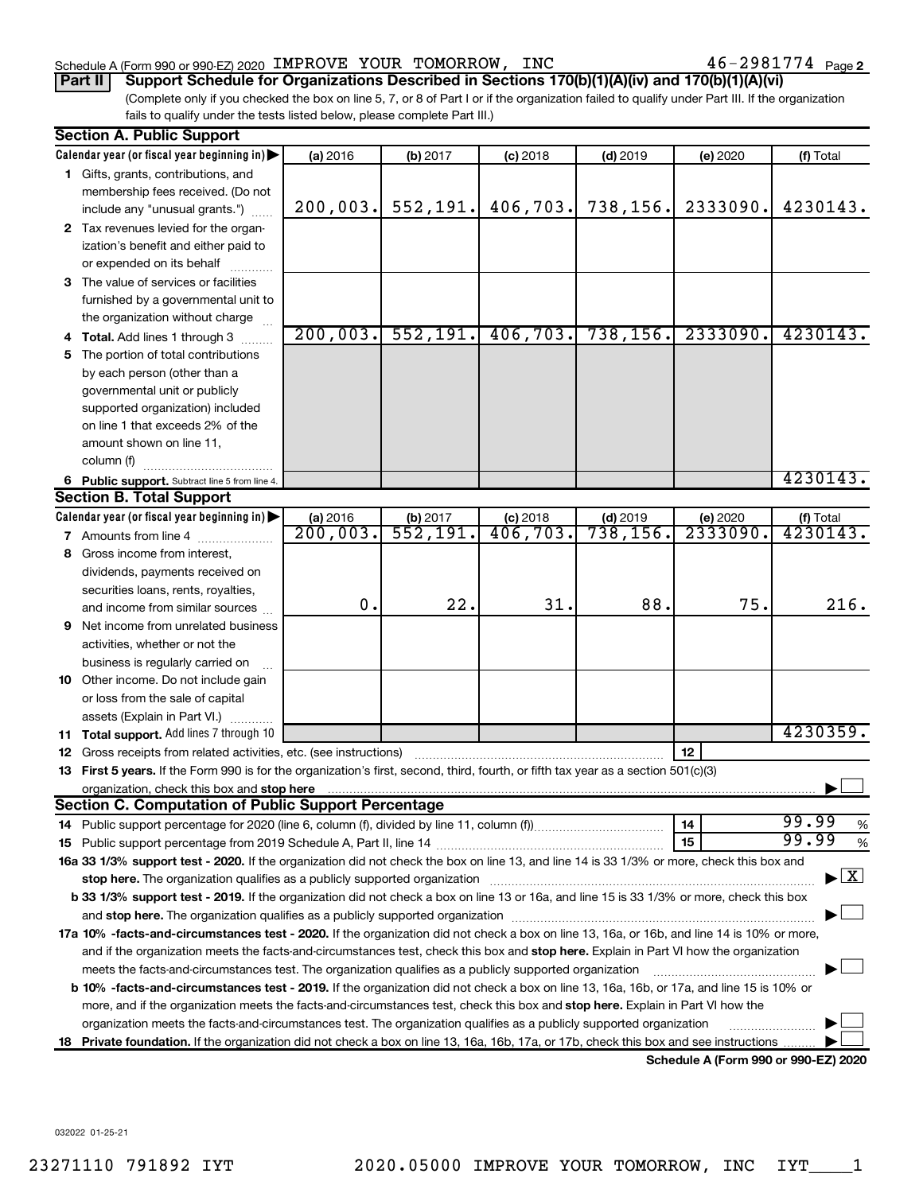Schedule A (Form 990 or 990-EZ) 2020 IMPROVE YOUR TOMORROW, INC 46-2981774 Page 2

**Part II** **Support Schedule for Organizations Described in Sections 170(b)(1)(A)(iv) and 170(b)(1)(A)(vi)**

(Complete only if you checked the box on line 5, 7, or 8 of Part I or if the organization failed to qualify under Part III. If the organization fails to qualify under the tests listed below, please complete Part III.)

## Section A. Public Support

| Calendar year (or fiscal year beginning in) | (a) 2016 | (b) 2017 | (c) 2018 | (d) 2019 | (e) 2020 | (f) Total |
|---|---|---|---|---|---|---|
| **1** Gifts, grants, contributions, and membership fees received. (Do not include any "unusual grants.") | 200,003. | 552,191. | 406,703. | 738,156. | 2333090. | 4230143. |
| **2** Tax revenues levied for the organization's benefit and either paid to or expended on its behalf | | | | | | |
| **3** The value of services or facilities furnished by a governmental unit to the organization without charge | | | | | | |
| **4** **Total.** Add lines 1 through 3 | 200,003. | 552,191. | 406,703. | 738,156. | 2333090. | 4230143. |
| **5** The portion of total contributions by each person (other than a governmental unit or publicly supported organization) included on line 1 that exceeds 2% of the amount shown on line 11, column (f) | | | | | | |
| **6** **Public support.** Subtract line 5 from line 4. | | | | | | 4230143. |

## Section B. Total Support

| Calendar year (or fiscal year beginning in) | (a) 2016 | (b) 2017 | (c) 2018 | (d) 2019 | (e) 2020 | (f) Total |
|---|---|---|---|---|---|---|
| **7** Amounts from line 4 | 200,003. | 552,191. | 406,703. | 738,156. | 2333090. | 4230143. |
| **8** Gross income from interest, dividends, payments received on securities loans, rents, royalties, and income from similar sources | 0. | 22. | 31. | 88. | 75. | 216. |
| **9** Net income from unrelated business activities, whether or not the business is regularly carried on | | | | | | |
| **10** Other income. Do not include gain or loss from the sale of capital assets (Explain in Part VI.) | | | | | | |
| **11** **Total support.** Add lines 7 through 10 | | | | | | 4230359. |

**12** Gross receipts from related activities, etc. (see instructions) | **12** |

**13** **First 5 years.** If the Form 990 is for the organization's first, second, third, fourth, or fifth tax year as a section 501(c)(3) organization, check this box and **stop here** ☐

## Section C. Computation of Public Support Percentage

**14** Public support percentage for 2020 (line 6, column (f), divided by line 11, column (f)) | **14** | 99.99 %

**15** Public support percentage from 2019 Schedule A, Part II, line 14 | **15** | 99.99 %

**16a 33 1/3% support test - 2020.** If the organization did not check the box on line 13, and line 14 is 33 1/3% or more, check this box and **stop here.** The organization qualifies as a publicly supported organization ☒

**b 33 1/3% support test - 2019.** If the organization did not check a box on line 13 or 16a, and line 15 is 33 1/3% or more, check this box and **stop here.** The organization qualifies as a publicly supported organization ☐

**17a 10% -facts-and-circumstances test - 2020.** If the organization did not check a box on line 13, 16a, or 16b, and line 14 is 10% or more, and if the organization meets the facts-and-circumstances test, check this box and **stop here.** Explain in Part VI how the organization meets the facts-and-circumstances test. The organization qualifies as a publicly supported organization ☐

**b 10% -facts-and-circumstances test - 2019.** If the organization did not check a box on line 13, 16a, 16b, or 17a, and line 15 is 10% or more, and if the organization meets the facts-and-circumstances test, check this box and **stop here.** Explain in Part VI how the organization meets the facts-and-circumstances test. The organization qualifies as a publicly supported organization ☐

**18** **Private foundation.** If the organization did not check a box on line 13, 16a, 16b, 17a, or 17b, check this box and see instructions ☐

**Schedule A (Form 990 or 990-EZ) 2020**

032022 01-25-21

23271110 791892 IYT 2020.05000 IMPROVE YOUR TOMORROW, INC IYT____1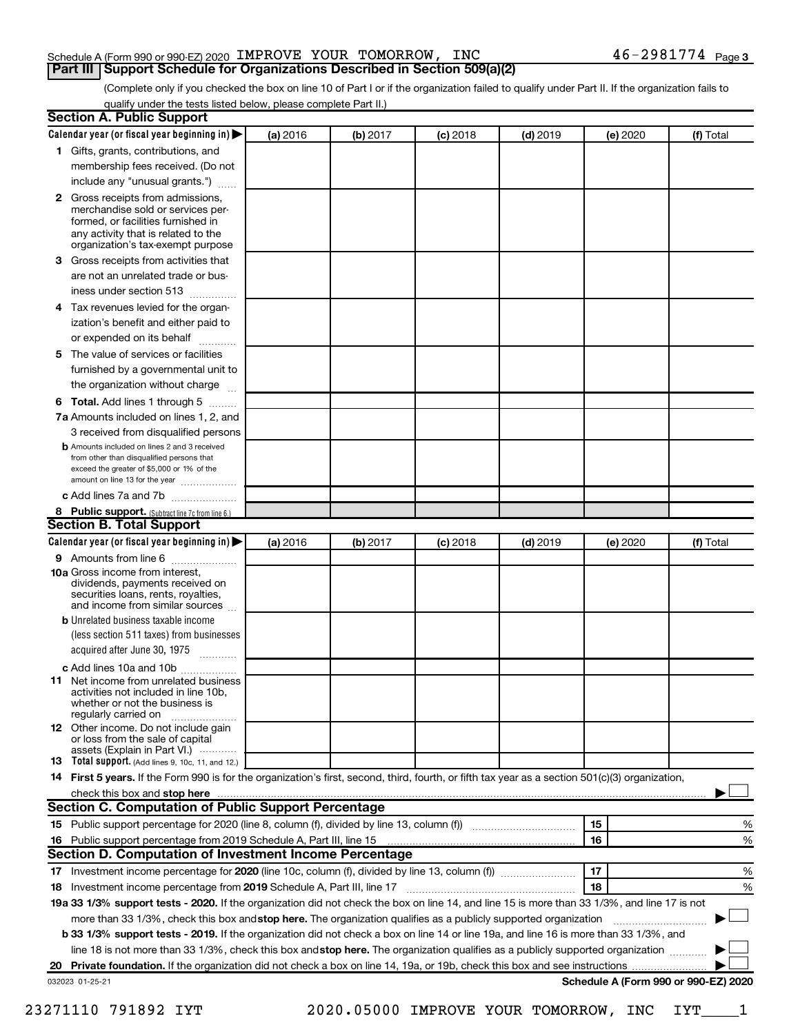Schedule A (Form 990 or 990-EZ) 2020 IMPROVE YOUR TOMORROW, INC 46-2981774 Page 3

## Part III Support Schedule for Organizations Described in Section 509(a)(2)

(Complete only if you checked the box on line 10 of Part I or if the organization failed to qualify under Part II. If the organization fails to qualify under the tests listed below, please complete Part II.)

### Section A. Public Support

| Calendar year (or fiscal year beginning in) ▶ | (a) 2016 | (b) 2017 | (c) 2018 | (d) 2019 | (e) 2020 | (f) Total |
|---|---|---|---|---|---|---|
| 1 Gifts, grants, contributions, and membership fees received. (Do not include any "unusual grants.") | | | | | | |
| 2 Gross receipts from admissions, merchandise sold or services performed, or facilities furnished in any activity that is related to the organization's tax-exempt purpose | | | | | | |
| 3 Gross receipts from activities that are not an unrelated trade or business under section 513 | | | | | | |
| 4 Tax revenues levied for the organization's benefit and either paid to or expended on its behalf | | | | | | |
| 5 The value of services or facilities furnished by a governmental unit to the organization without charge | | | | | | |
| 6 Total. Add lines 1 through 5 | | | | | | |
| 7a Amounts included on lines 1, 2, and 3 received from disqualified persons | | | | | | |
| b Amounts included on lines 2 and 3 received from other than disqualified persons that exceed the greater of $5,000 or 1% of the amount on line 13 for the year | | | | | | |
| c Add lines 7a and 7b | | | | | | |
| 8 Public support. (Subtract line 7c from line 6.) | | | | | | |

### Section B. Total Support

| Calendar year (or fiscal year beginning in) ▶ | (a) 2016 | (b) 2017 | (c) 2018 | (d) 2019 | (e) 2020 | (f) Total |
|---|---|---|---|---|---|---|
| 9 Amounts from line 6 | | | | | | |
| 10a Gross income from interest, dividends, payments received on securities loans, rents, royalties, and income from similar sources | | | | | | |
| b Unrelated business taxable income (less section 511 taxes) from businesses acquired after June 30, 1975 | | | | | | |
| c Add lines 10a and 10b | | | | | | |
| 11 Net income from unrelated business activities not included in line 10b, whether or not the business is regularly carried on | | | | | | |
| 12 Other income. Do not include gain or loss from the sale of capital assets (Explain in Part VI.) | | | | | | |
| 13 Total support. (Add lines 9, 10c, 11, and 12.) | | | | | | |

14 **First 5 years.** If the Form 990 is for the organization's first, second, third, fourth, or fifth tax year as a section 501(c)(3) organization, check this box and **stop here** ▶ ☐

### Section C. Computation of Public Support Percentage

| | | | |
|---|---|---|---|
| 15 | Public support percentage for 2020 (line 8, column (f), divided by line 13, column (f)) | 15 | % |
| 16 | Public support percentage from 2019 Schedule A, Part III, line 15 | 16 | % |

### Section D. Computation of Investment Income Percentage

| | | | |
|---|---|---|---|
| 17 | Investment income percentage for **2020** (line 10c, column (f), divided by line 13, column (f)) | 17 | % |
| 18 | Investment income percentage from **2019** Schedule A, Part III, line 17 | 18 | % |

**19a 33 1/3% support tests - 2020.** If the organization did not check the box on line 14, and line 15 is more than 33 1/3%, and line 17 is not more than 33 1/3%, check this box and **stop here.** The organization qualifies as a publicly supported organization ▶ ☐

**b 33 1/3% support tests - 2019.** If the organization did not check a box on line 14 or line 19a, and line 16 is more than 33 1/3%, and line 18 is not more than 33 1/3%, check this box and **stop here.** The organization qualifies as a publicly supported organization ▶ ☐

**20 Private foundation.** If the organization did not check a box on line 14, 19a, or 19b, check this box and see instructions ▶ ☐

032023 01-25-21 **Schedule A (Form 990 or 990-EZ) 2020**

23271110 791892 IYT 2020.05000 IMPROVE YOUR TOMORROW, INC IYT____1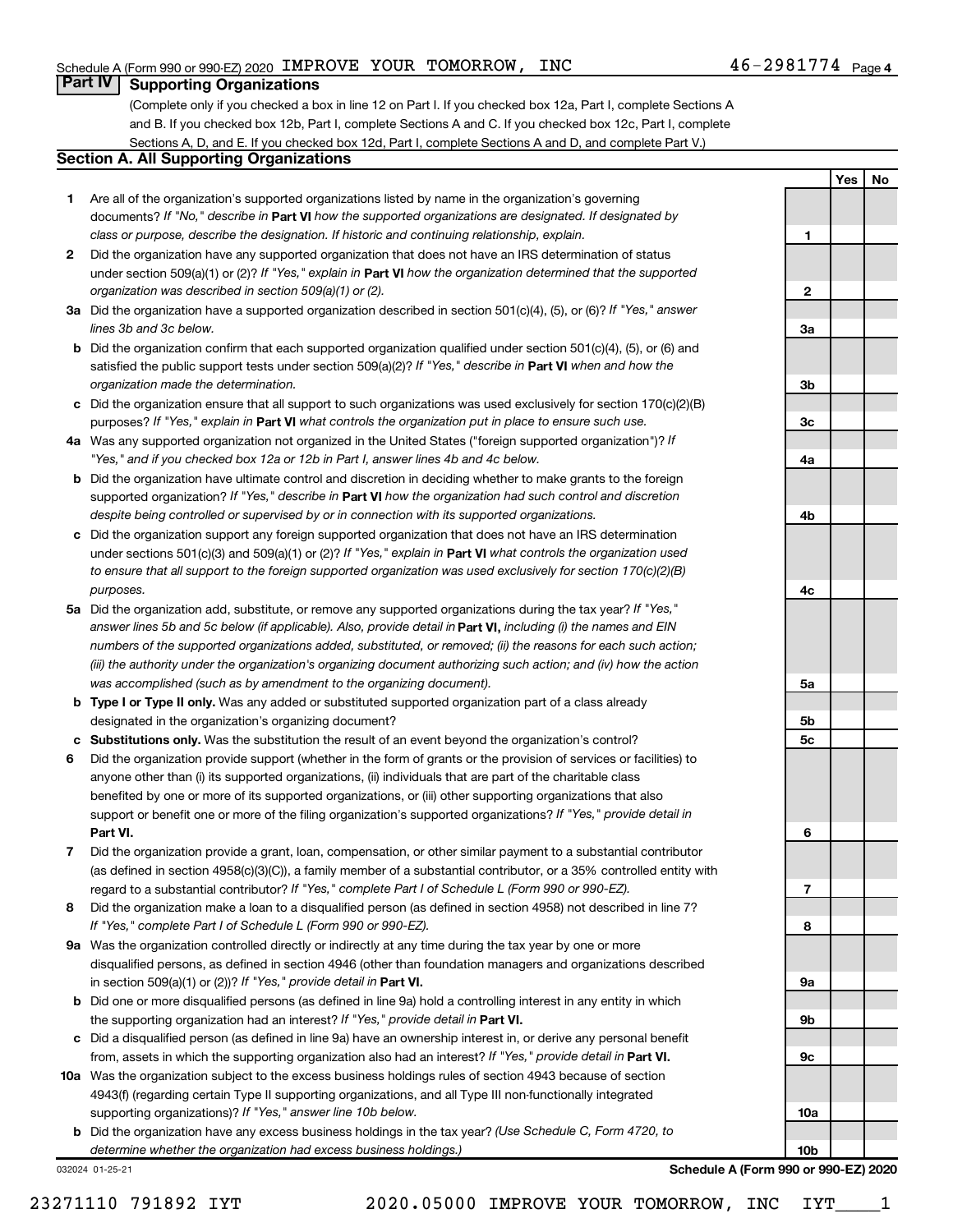Schedule A (Form 990 or 990-EZ) 2020 IMPROVE YOUR TOMORROW, INC 46-2981774 Page 4

## Part IV Supporting Organizations

(Complete only if you checked a box in line 12 on Part I. If you checked box 12a, Part I, complete Sections A and B. If you checked box 12b, Part I, complete Sections A and C. If you checked box 12c, Part I, complete Sections A, D, and E. If you checked box 12d, Part I, complete Sections A and D, and complete Part V.)

### Section A. All Supporting Organizations

| | | | Yes | No |
|---|---|---|---|---|
| **1** | Are all of the organization's supported organizations listed by name in the organization's governing documents? *If "No," describe in* **Part VI** *how the supported organizations are designated. If designated by class or purpose, describe the designation. If historic and continuing relationship, explain.* | 1 | | |
| **2** | Did the organization have any supported organization that does not have an IRS determination of status under section 509(a)(1) or (2)? *If "Yes," explain in* **Part VI** *how the organization determined that the supported organization was described in section 509(a)(1) or (2).* | 2 | | |
| **3a** | Did the organization have a supported organization described in section 501(c)(4), (5), or (6)? *If "Yes," answer lines 3b and 3c below.* | 3a | | |
| **b** | Did the organization confirm that each supported organization qualified under section 501(c)(4), (5), or (6) and satisfied the public support tests under section 509(a)(2)? *If "Yes," describe in* **Part VI** *when and how the organization made the determination.* | 3b | | |
| **c** | Did the organization ensure that all support to such organizations was used exclusively for section 170(c)(2)(B) purposes? *If "Yes," explain in* **Part VI** *what controls the organization put in place to ensure such use.* | 3c | | |
| **4a** | Was any supported organization not organized in the United States ("foreign supported organization")? *If "Yes," and if you checked box 12a or 12b in Part I, answer lines 4b and 4c below.* | 4a | | |
| **b** | Did the organization have ultimate control and discretion in deciding whether to make grants to the foreign supported organization? *If "Yes," describe in* **Part VI** *how the organization had such control and discretion despite being controlled or supervised by or in connection with its supported organizations.* | 4b | | |
| **c** | Did the organization support any foreign supported organization that does not have an IRS determination under sections 501(c)(3) and 509(a)(1) or (2)? *If "Yes," explain in* **Part VI** *what controls the organization used to ensure that all support to the foreign supported organization was used exclusively for section 170(c)(2)(B) purposes.* | 4c | | |
| **5a** | Did the organization add, substitute, or remove any supported organizations during the tax year? *If "Yes," answer lines 5b and 5c below (if applicable). Also, provide detail in* **Part VI,** *including (i) the names and EIN numbers of the supported organizations added, substituted, or removed; (ii) the reasons for each such action; (iii) the authority under the organization's organizing document authorizing such action; and (iv) how the action was accomplished (such as by amendment to the organizing document).* | 5a | | |
| **b** | **Type I or Type II only.** Was any added or substituted supported organization part of a class already designated in the organization's organizing document? | 5b | | |
| **c** | **Substitutions only.** Was the substitution the result of an event beyond the organization's control? | 5c | | |
| **6** | Did the organization provide support (whether in the form of grants or the provision of services or facilities) to anyone other than (i) its supported organizations, (ii) individuals that are part of the charitable class benefited by one or more of its supported organizations, or (iii) other supporting organizations that also support or benefit one or more of the filing organization's supported organizations? *If "Yes," provide detail in* **Part VI.** | 6 | | |
| **7** | Did the organization provide a grant, loan, compensation, or other similar payment to a substantial contributor (as defined in section 4958(c)(3)(C)), a family member of a substantial contributor, or a 35% controlled entity with regard to a substantial contributor? *If "Yes," complete Part I of Schedule L (Form 990 or 990-EZ).* | 7 | | |
| **8** | Did the organization make a loan to a disqualified person (as defined in section 4958) not described in line 7? *If "Yes," complete Part I of Schedule L (Form 990 or 990-EZ).* | 8 | | |
| **9a** | Was the organization controlled directly or indirectly at any time during the tax year by one or more disqualified persons, as defined in section 4946 (other than foundation managers and organizations described in section 509(a)(1) or (2))? *If "Yes," provide detail in* **Part VI.** | 9a | | |
| **b** | Did one or more disqualified persons (as defined in line 9a) hold a controlling interest in any entity in which the supporting organization had an interest? *If "Yes," provide detail in* **Part VI.** | 9b | | |
| **c** | Did a disqualified person (as defined in line 9a) have an ownership interest in, or derive any personal benefit from, assets in which the supporting organization also had an interest? *If "Yes," provide detail in* **Part VI.** | 9c | | |
| **10a** | Was the organization subject to the excess business holdings rules of section 4943 because of section 4943(f) (regarding certain Type II supporting organizations, and all Type III non-functionally integrated supporting organizations)? *If "Yes," answer line 10b below.* | 10a | | |
| **b** | Did the organization have any excess business holdings in the tax year? *(Use Schedule C, Form 4720, to determine whether the organization had excess business holdings.)* | 10b | | |

032024 01-25-21

**Schedule A (Form 990 or 990-EZ) 2020**

23271110 791892 IYT 2020.05000 IMPROVE YOUR TOMORROW, INC IYT____1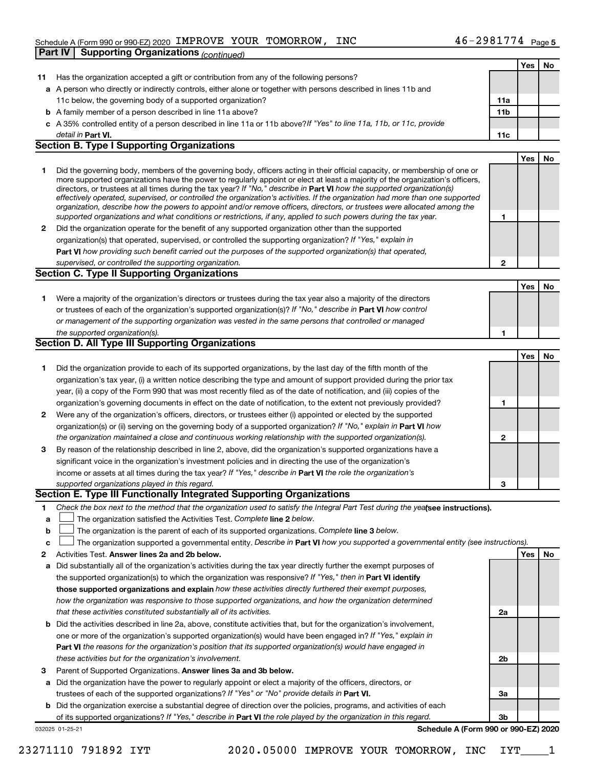## Part IV | Supporting Organizations *(continued)*

| | | | Yes | No |
|---|---|---|---|---|
| **11** | Has the organization accepted a gift or contribution from any of the following persons? | | | |
| **a** | A person who directly or indirectly controls, either alone or together with persons described in lines 11b and 11c below, the governing body of a supported organization? | **11a** | | |
| **b** | A family member of a person described in line 11a above? | **11b** | | |
| **c** | A 35% controlled entity of a person described in line 11a or 11b above? *If "Yes" to line 11a, 11b, or 11c, provide detail in* **Part VI.** | **11c** | | |

### Section B. Type I Supporting Organizations

| | | | Yes | No |
|---|---|---|---|---|
| **1** | Did the governing body, members of the governing body, officers acting in their official capacity, or membership of one or more supported organizations have the power to regularly appoint or elect at least a majority of the organization's officers, directors, or trustees at all times during the tax year? *If "No," describe in* **Part VI** *how the supported organization(s) effectively operated, supervised, or controlled the organization's activities. If the organization had more than one supported organization, describe how the powers to appoint and/or remove officers, directors, or trustees were allocated among the supported organizations and what conditions or restrictions, if any, applied to such powers during the tax year.* | **1** | | |
| **2** | Did the organization operate for the benefit of any supported organization other than the supported organization(s) that operated, supervised, or controlled the supporting organization? *If "Yes," explain in* **Part VI** *how providing such benefit carried out the purposes of the supported organization(s) that operated, supervised, or controlled the supporting organization.* | **2** | | |

### Section C. Type II Supporting Organizations

| | | | Yes | No |
|---|---|---|---|---|
| **1** | Were a majority of the organization's directors or trustees during the tax year also a majority of the directors or trustees of each of the organization's supported organization(s)? *If "No," describe in* **Part VI** *how control or management of the supporting organization was vested in the same persons that controlled or managed the supported organization(s).* | **1** | | |

### Section D. All Type III Supporting Organizations

| | | | Yes | No |
|---|---|---|---|---|
| **1** | Did the organization provide to each of its supported organizations, by the last day of the fifth month of the organization's tax year, (i) a written notice describing the type and amount of support provided during the prior tax year, (ii) a copy of the Form 990 that was most recently filed as of the date of notification, and (iii) copies of the organization's governing documents in effect on the date of notification, to the extent not previously provided? | **1** | | |
| **2** | Were any of the organization's officers, directors, or trustees either (i) appointed or elected by the supported organization(s) or (ii) serving on the governing body of a supported organization? *If "No," explain in* **Part VI** *how the organization maintained a close and continuous working relationship with the supported organization(s).* | **2** | | |
| **3** | By reason of the relationship described in line 2, above, did the organization's supported organizations have a significant voice in the organization's investment policies and in directing the use of the organization's income or assets at all times during the tax year? *If "Yes," describe in* **Part VI** *the role the organization's supported organizations played in this regard.* | **3** | | |

### Section E. Type III Functionally Integrated Supporting Organizations

**1** *Check the box next to the method that the organization used to satisfy the Integral Part Test during the year* **(see instructions).**

- **a** ☐ The organization satisfied the Activities Test. *Complete* **line 2** *below.*
- **b** ☐ The organization is the parent of each of its supported organizations. *Complete* **line 3** *below.*
- **c** ☐ The organization supported a governmental entity. *Describe in* **Part VI** *how you supported a governmental entity (see instructions).*

| | | | Yes | No |
|---|---|---|---|---|
| **2** | Activities Test. **Answer lines 2a and 2b below.** | | | |
| **a** | Did substantially all of the organization's activities during the tax year directly further the exempt purposes of the supported organization(s) to which the organization was responsive? *If "Yes," then in* **Part VI identify those supported organizations and explain** *how these activities directly furthered their exempt purposes, how the organization was responsive to those supported organizations, and how the organization determined that these activities constituted substantially all of its activities.* | **2a** | | |
| **b** | Did the activities described in line 2a, above, constitute activities that, but for the organization's involvement, one or more of the organization's supported organization(s) would have been engaged in? *If "Yes," explain in* **Part VI** *the reasons for the organization's position that its supported organization(s) would have engaged in these activities but for the organization's involvement.* | **2b** | | |
| **3** | Parent of Supported Organizations. **Answer lines 3a and 3b below.** | | | |
| **a** | Did the organization have the power to regularly appoint or elect a majority of the officers, directors, or trustees of each of the supported organizations? *If "Yes" or "No" provide details in* **Part VI.** | **3a** | | |
| **b** | Did the organization exercise a substantial degree of direction over the policies, programs, and activities of each of its supported organizations? *If "Yes," describe in* **Part VI** *the role played by the organization in this regard.* | **3b** | | |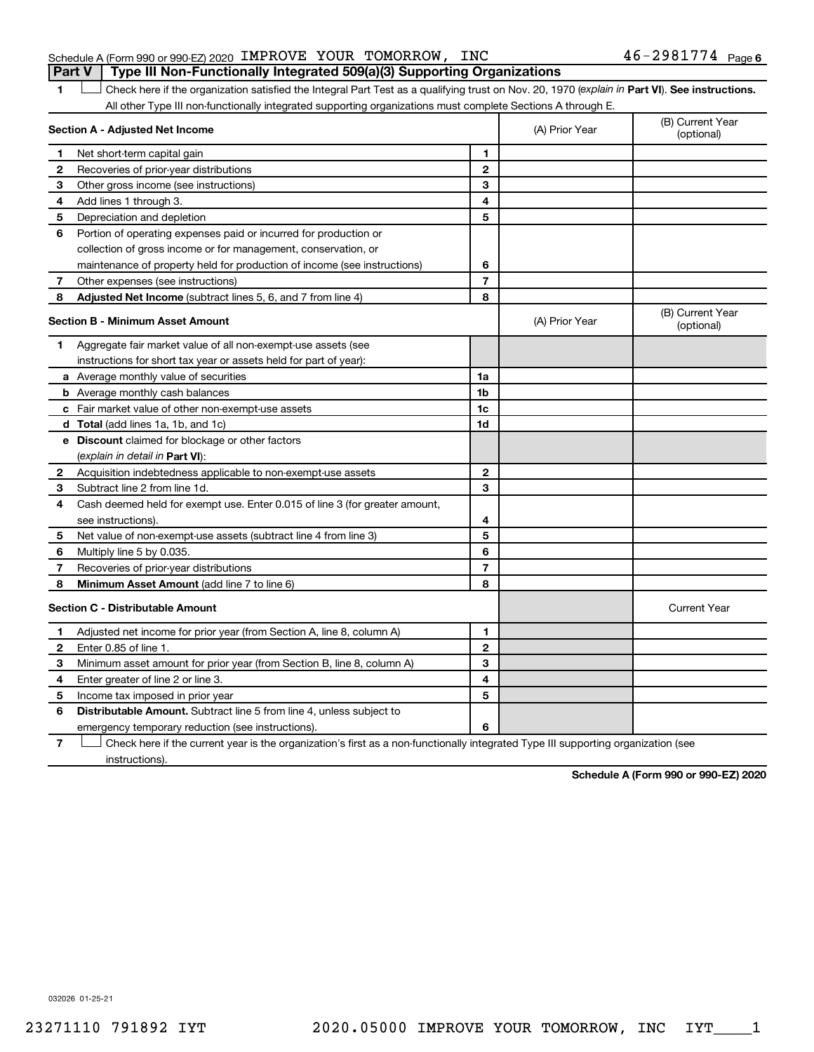Schedule A (Form 990 or 990-EZ) 2020 IMPROVE YOUR TOMORROW, INC 46-2981774 Page 6

**Part V Type III Non-Functionally Integrated 509(a)(3) Supporting Organizations**

1 ☐ Check here if the organization satisfied the Integral Part Test as a qualifying trust on Nov. 20, 1970 (*explain in* **Part VI**). **See instructions.** All other Type III non-functionally integrated supporting organizations must complete Sections A through E.

| **Section A - Adjusted Net Income** | | | (A) Prior Year | (B) Current Year (optional) |
|---|---|---|---|---|
| 1 | Net short-term capital gain | 1 | | |
| 2 | Recoveries of prior-year distributions | 2 | | |
| 3 | Other gross income (see instructions) | 3 | | |
| 4 | Add lines 1 through 3. | 4 | | |
| 5 | Depreciation and depletion | 5 | | |
| 6 | Portion of operating expenses paid or incurred for production or collection of gross income or for management, conservation, or maintenance of property held for production of income (see instructions) | 6 | | |
| 7 | Other expenses (see instructions) | 7 | | |
| 8 | **Adjusted Net Income** (subtract lines 5, 6, and 7 from line 4) | 8 | | |

| **Section B - Minimum Asset Amount** | | | (A) Prior Year | (B) Current Year (optional) |
|---|---|---|---|---|
| 1 | Aggregate fair market value of all non-exempt-use assets (see instructions for short tax year or assets held for part of year): | | | |
| a | Average monthly value of securities | 1a | | |
| b | Average monthly cash balances | 1b | | |
| c | Fair market value of other non-exempt-use assets | 1c | | |
| d | **Total** (add lines 1a, 1b, and 1c) | 1d | | |
| e | **Discount** claimed for blockage or other factors (*explain in detail in* **Part VI**): | | | |
| 2 | Acquisition indebtedness applicable to non-exempt-use assets | 2 | | |
| 3 | Subtract line 2 from line 1d. | 3 | | |
| 4 | Cash deemed held for exempt use. Enter 0.015 of line 3 (for greater amount, see instructions). | 4 | | |
| 5 | Net value of non-exempt-use assets (subtract line 4 from line 3) | 5 | | |
| 6 | Multiply line 5 by 0.035. | 6 | | |
| 7 | Recoveries of prior-year distributions | 7 | | |
| 8 | **Minimum Asset Amount** (add line 7 to line 6) | 8 | | |

| **Section C - Distributable Amount** | | | | Current Year |
|---|---|---|---|---|
| 1 | Adjusted net income for prior year (from Section A, line 8, column A) | 1 | | |
| 2 | Enter 0.85 of line 1. | 2 | | |
| 3 | Minimum asset amount for prior year (from Section B, line 8, column A) | 3 | | |
| 4 | Enter greater of line 2 or line 3. | 4 | | |
| 5 | Income tax imposed in prior year | 5 | | |
| 6 | **Distributable Amount.** Subtract line 5 from line 4, unless subject to emergency temporary reduction (see instructions). | 6 | | |

7 ☐ Check here if the current year is the organization's first as a non-functionally integrated Type III supporting organization (see instructions).

**Schedule A (Form 990 or 990-EZ) 2020**

032026 01-25-21

23271110 791892 IYT 2020.05000 IMPROVE YOUR TOMORROW, INC IYT____1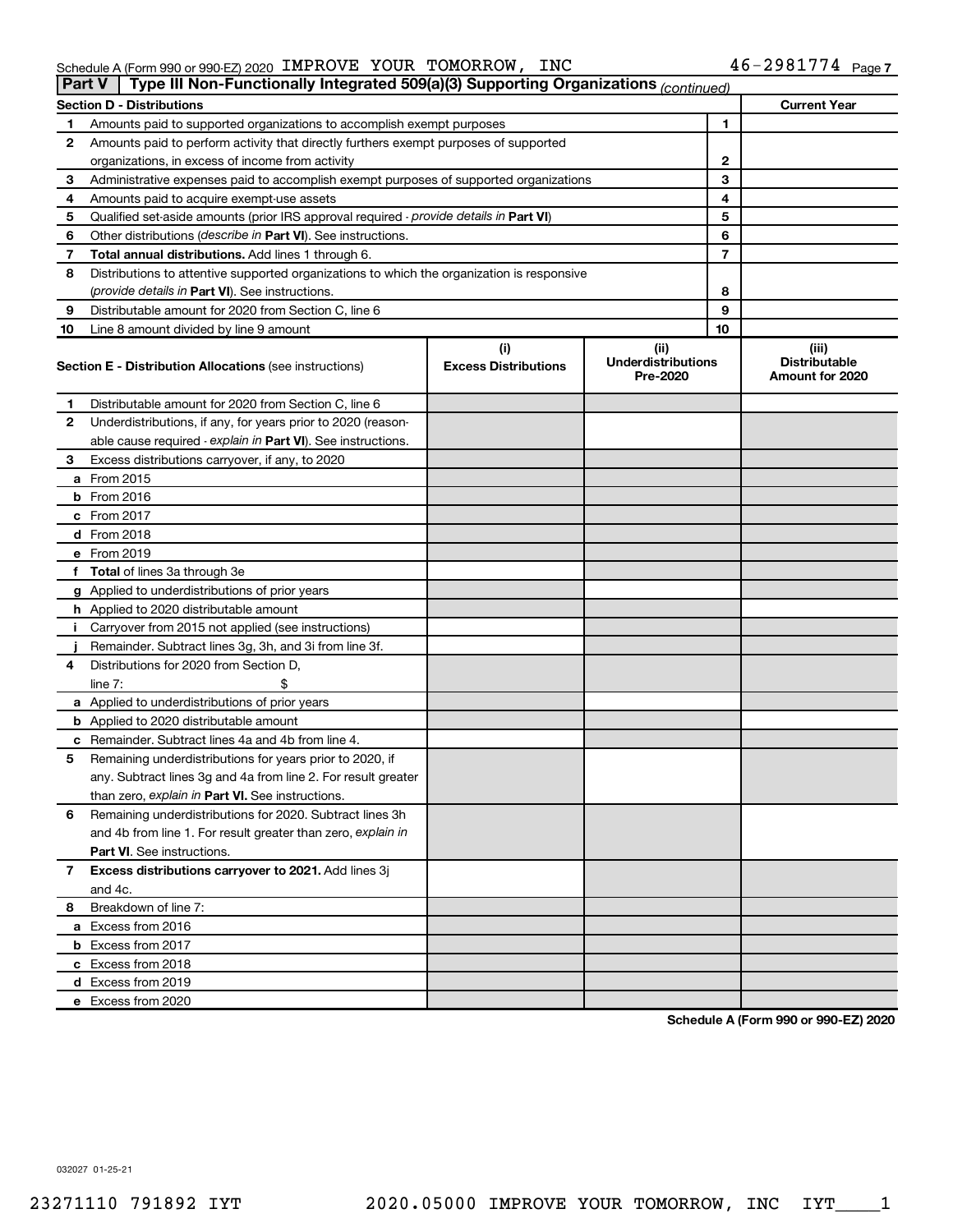Schedule A (Form 990 or 990-EZ) 2020 IMPROVE YOUR TOMORROW, INC 46-2981774 Page 7

## Part V Type III Non-Functionally Integrated 509(a)(3) Supporting Organizations *(continued)*

| Section D - Distributions | | | Current Year |
|---|---|---|---|
| 1 | Amounts paid to supported organizations to accomplish exempt purposes | 1 | |
| 2 | Amounts paid to perform activity that directly furthers exempt purposes of supported organizations, in excess of income from activity | 2 | |
| 3 | Administrative expenses paid to accomplish exempt purposes of supported organizations | 3 | |
| 4 | Amounts paid to acquire exempt-use assets | 4 | |
| 5 | Qualified set-aside amounts (prior IRS approval required - *provide details in* **Part VI**) | 5 | |
| 6 | Other distributions (*describe in* **Part VI**). See instructions. | 6 | |
| 7 | **Total annual distributions.** Add lines 1 through 6. | 7 | |
| 8 | Distributions to attentive supported organizations to which the organization is responsive (*provide details in* **Part VI**). See instructions. | 8 | |
| 9 | Distributable amount for 2020 from Section C, line 6 | 9 | |
| 10 | Line 8 amount divided by line 9 amount | 10 | |

| **Section E - Distribution Allocations** (see instructions) | (i) Excess Distributions | (ii) Underdistributions Pre-2020 | (iii) Distributable Amount for 2020 |
|---|---|---|---|
| **1** Distributable amount for 2020 from Section C, line 6 | | | |
| **2** Underdistributions, if any, for years prior to 2020 (reasonable cause required - *explain in* **Part VI**). See instructions. | | | |
| **3** Excess distributions carryover, if any, to 2020 | | | |
| **a** From 2015 | | | |
| **b** From 2016 | | | |
| **c** From 2017 | | | |
| **d** From 2018 | | | |
| **e** From 2019 | | | |
| **f Total** of lines 3a through 3e | | | |
| **g** Applied to underdistributions of prior years | | | |
| **h** Applied to 2020 distributable amount | | | |
| **i** Carryover from 2015 not applied (see instructions) | | | |
| **j** Remainder. Subtract lines 3g, 3h, and 3i from line 3f. | | | |
| **4** Distributions for 2020 from Section D, line 7: $ | | | |
| **a** Applied to underdistributions of prior years | | | |
| **b** Applied to 2020 distributable amount | | | |
| **c** Remainder. Subtract lines 4a and 4b from line 4. | | | |
| **5** Remaining underdistributions for years prior to 2020, if any. Subtract lines 3g and 4a from line 2. For result greater than zero, *explain in* **Part VI**. See instructions. | | | |
| **6** Remaining underdistributions for 2020. Subtract lines 3h and 4b from line 1. For result greater than zero, *explain in* **Part VI**. See instructions. | | | |
| **7 Excess distributions carryover to 2021.** Add lines 3j and 4c. | | | |
| **8** Breakdown of line 7: | | | |
| **a** Excess from 2016 | | | |
| **b** Excess from 2017 | | | |
| **c** Excess from 2018 | | | |
| **d** Excess from 2019 | | | |
| **e** Excess from 2020 | | | |

**Schedule A (Form 990 or 990-EZ) 2020**

032027 01-25-21

23271110 791892 IYT 2020.05000 IMPROVE YOUR TOMORROW, INC IYT____1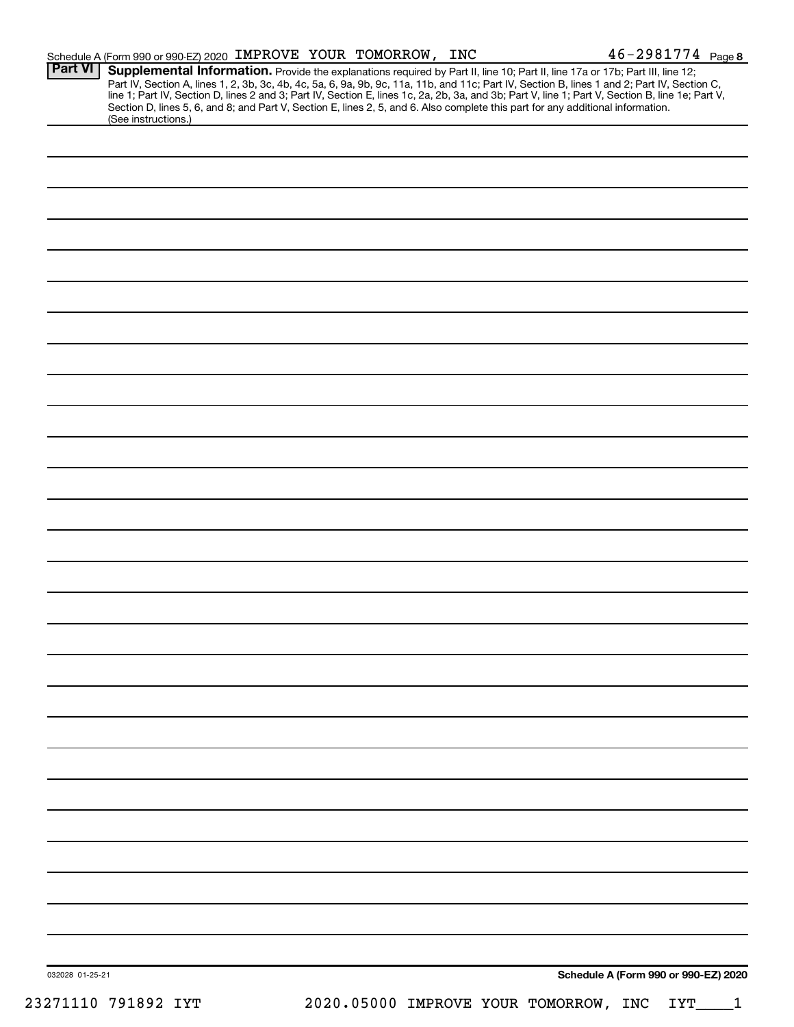Schedule A (Form 990 or 990-EZ) 2020 IMPROVE YOUR TOMORROW, INC 46-2981774 Page 8

**Part VI** **Supplemental Information.** Provide the explanations required by Part II, line 10; Part II, line 17a or 17b; Part III, line 12; Part IV, Section A, lines 1, 2, 3b, 3c, 4b, 4c, 5a, 6, 9a, 9b, 9c, 11a, 11b, and 11c; Part IV, Section B, lines 1 and 2; Part IV, Section C, line 1; Part IV, Section D, lines 2 and 3; Part IV, Section E, lines 1c, 2a, 2b, 3a, and 3b; Part V, line 1; Part V, Section B, line 1e; Part V, Section D, lines 5, 6, and 8; and Part V, Section E, lines 2, 5, and 6. Also complete this part for any additional information. (See instructions.)

032028 01-25-21 **Schedule A (Form 990 or 990-EZ) 2020**

23271110 791892 IYT 2020.05000 IMPROVE YOUR TOMORROW, INC IYT____1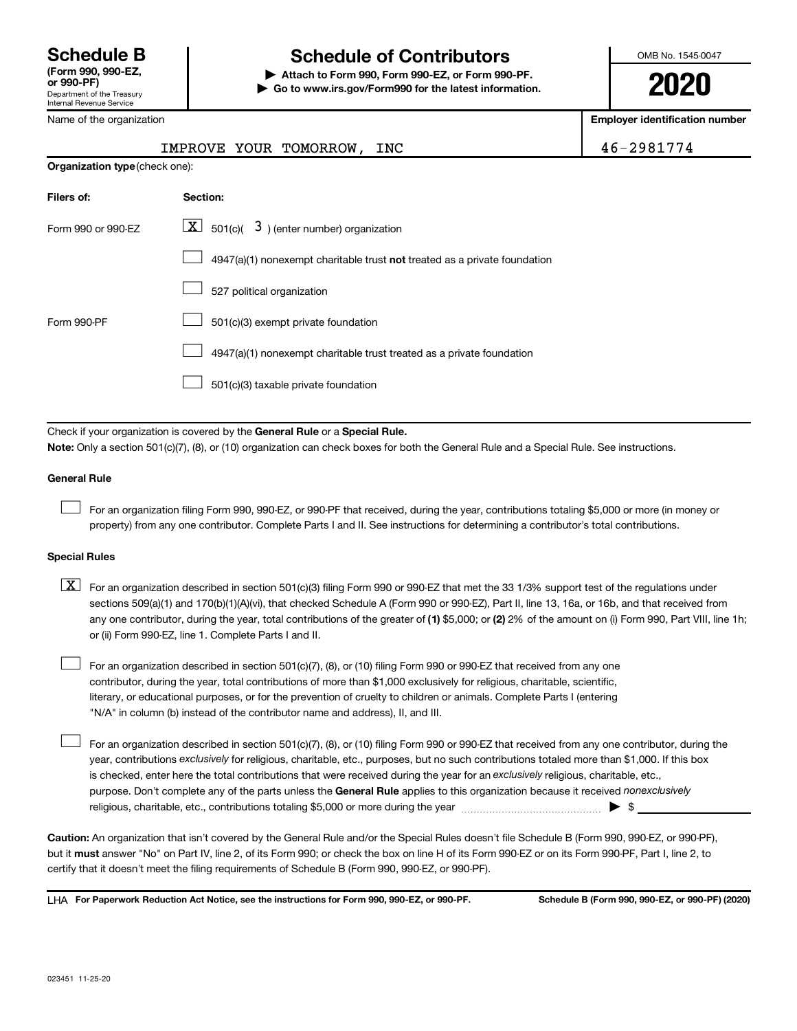**Schedule B**
**(Form 990, 990-EZ, or 990-PF)**
Department of the Treasury
Internal Revenue Service

# Schedule of Contributors

▶ **Attach to Form 990, Form 990-EZ, or Form 990-PF.**
▶ **Go to www.irs.gov/Form990 for the latest information.**

OMB No. 1545-0047

**2020**

| Name of the organization | Employer identification number |
|---|---|
| IMPROVE YOUR TOMORROW, INC | 46-2981774 |

**Organization type** (check one):

| Filers of: | Section: |
|---|---|
| Form 990 or 990-EZ | [X] 501(c)( 3 ) (enter number) organization |
| | [ ] 4947(a)(1) nonexempt charitable trust **not** treated as a private foundation |
| | [ ] 527 political organization |
| Form 990-PF | [ ] 501(c)(3) exempt private foundation |
| | [ ] 4947(a)(1) nonexempt charitable trust treated as a private foundation |
| | [ ] 501(c)(3) taxable private foundation |

Check if your organization is covered by the **General Rule** or a **Special Rule.**

**Note:** Only a section 501(c)(7), (8), or (10) organization can check boxes for both the General Rule and a Special Rule. See instructions.

**General Rule**

[ ] For an organization filing Form 990, 990-EZ, or 990-PF that received, during the year, contributions totaling $5,000 or more (in money or property) from any one contributor. Complete Parts I and II. See instructions for determining a contributor's total contributions.

**Special Rules**

[X] For an organization described in section 501(c)(3) filing Form 990 or 990-EZ that met the 33 1/3% support test of the regulations under sections 509(a)(1) and 170(b)(1)(A)(vi), that checked Schedule A (Form 990 or 990-EZ), Part II, line 13, 16a, or 16b, and that received from any one contributor, during the year, total contributions of the greater of **(1)** $5,000; or **(2)** 2% of the amount on (i) Form 990, Part VIII, line 1h; or (ii) Form 990-EZ, line 1. Complete Parts I and II.

[ ] For an organization described in section 501(c)(7), (8), or (10) filing Form 990 or 990-EZ that received from any one contributor, during the year, total contributions of more than $1,000 exclusively for religious, charitable, scientific, literary, or educational purposes, or for the prevention of cruelty to children or animals. Complete Parts I (entering "N/A" in column (b) instead of the contributor name and address), II, and III.

[ ] For an organization described in section 501(c)(7), (8), or (10) filing Form 990 or 990-EZ that received from any one contributor, during the year, contributions *exclusively* for religious, charitable, etc., purposes, but no such contributions totaled more than $1,000. If this box is checked, enter here the total contributions that were received during the year for an *exclusively* religious, charitable, etc., purpose. Don't complete any of the parts unless the **General Rule** applies to this organization because it received *nonexclusively* religious, charitable, etc., contributions totaling $5,000 or more during the year ▶ $ ____________

**Caution:** An organization that isn't covered by the General Rule and/or the Special Rules doesn't file Schedule B (Form 990, 990-EZ, or 990-PF), but it **must** answer "No" on Part IV, line 2, of its Form 990; or check the box on line H of its Form 990-EZ or on its Form 990-PF, Part I, line 2, to certify that it doesn't meet the filing requirements of Schedule B (Form 990, 990-EZ, or 990-PF).

LHA **For Paperwork Reduction Act Notice, see the instructions for Form 990, 990-EZ, or 990-PF.** **Schedule B (Form 990, 990-EZ, or 990-PF) (2020)**

023451 11-25-20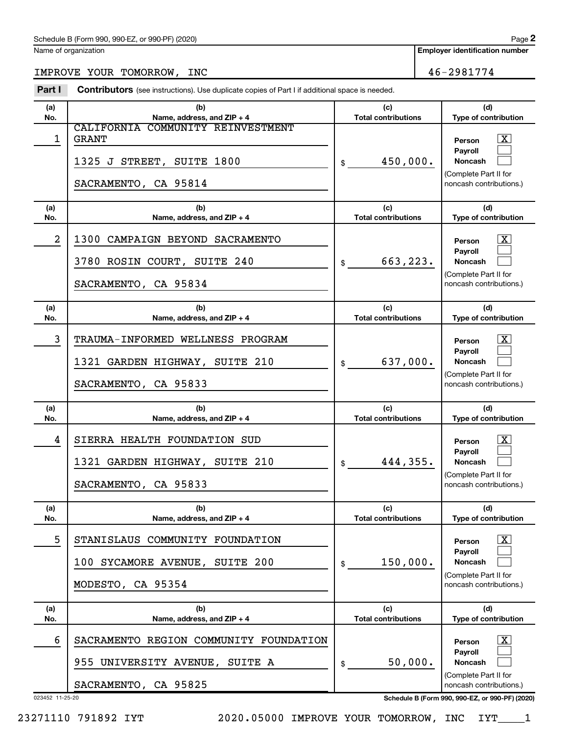Schedule B (Form 990, 990-EZ, or 990-PF) (2020)

Name of organization: IMPROVE YOUR TOMORROW, INC

Employer identification number: 46-2981774

## Part I Contributors (see instructions). Use duplicate copies of Part I if additional space is needed.

| (a) No. | (b) Name, address, and ZIP + 4 | (c) Total contributions | (d) Type of contribution |
|---|---|---|---|
| 1 | CALIFORNIA COMMUNITY REINVESTMENT GRANT<br>1325 J STREET, SUITE 1800<br>SACRAMENTO, CA 95814 | $ 450,000. | Person [X]<br>Payroll [ ]<br>Noncash [ ]<br>(Complete Part II for noncash contributions.) |
| 2 | 1300 CAMPAIGN BEYOND SACRAMENTO<br>3780 ROSIN COURT, SUITE 240<br>SACRAMENTO, CA 95834 | $ 663,223. | Person [X]<br>Payroll [ ]<br>Noncash [ ]<br>(Complete Part II for noncash contributions.) |
| 3 | TRAUMA-INFORMED WELLNESS PROGRAM<br>1321 GARDEN HIGHWAY, SUITE 210<br>SACRAMENTO, CA 95833 | $ 637,000. | Person [X]<br>Payroll [ ]<br>Noncash [ ]<br>(Complete Part II for noncash contributions.) |
| 4 | SIERRA HEALTH FOUNDATION SUD<br>1321 GARDEN HIGHWAY, SUITE 210<br>SACRAMENTO, CA 95833 | $ 444,355. | Person [X]<br>Payroll [ ]<br>Noncash [ ]<br>(Complete Part II for noncash contributions.) |
| 5 | STANISLAUS COMMUNITY FOUNDATION<br>100 SYCAMORE AVENUE, SUITE 200<br>MODESTO, CA 95354 | $ 150,000. | Person [X]<br>Payroll [ ]<br>Noncash [ ]<br>(Complete Part II for noncash contributions.) |
| 6 | SACRAMENTO REGION COMMUNITY FOUNDATION<br>955 UNIVERSITY AVENUE, SUITE A<br>SACRAMENTO, CA 95825 | $ 50,000. | Person [X]<br>Payroll [ ]<br>Noncash [ ]<br>(Complete Part II for noncash contributions.) |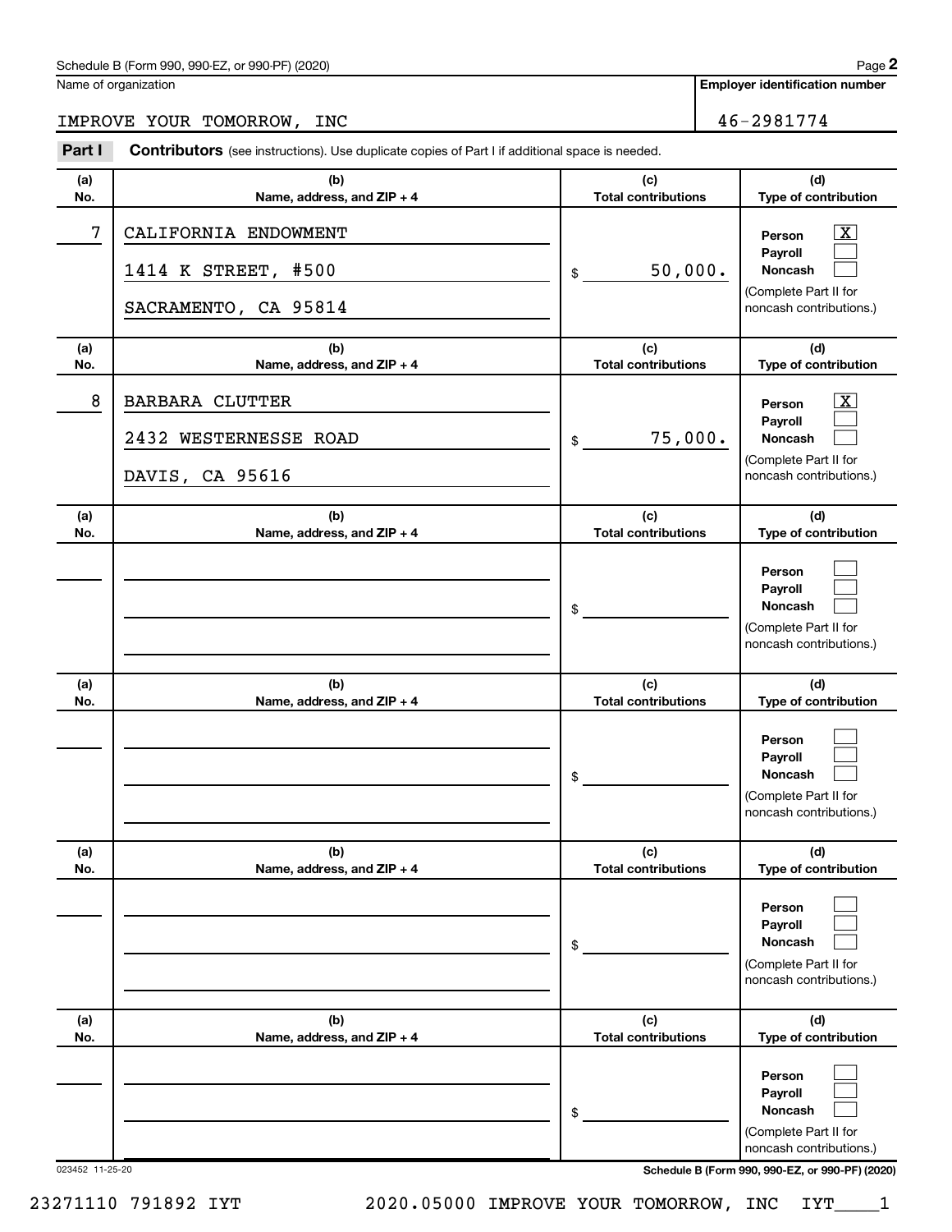Schedule B (Form 990, 990-EZ, or 990-PF) (2020)

Name of organization: IMPROVE YOUR TOMORROW, INC

Employer identification number: 46-2981774

**Part I** **Contributors** (see instructions). Use duplicate copies of Part I if additional space is needed.

| (a) No. | (b) Name, address, and ZIP + 4 | (c) Total contributions | (d) Type of contribution |
|---|---|---|---|
| 7 | CALIFORNIA ENDOWMENT<br>1414 K STREET, #500<br>SACRAMENTO, CA 95814 | $ 50,000. | Person [X]<br>Payroll [ ]<br>Noncash [ ]<br>(Complete Part II for noncash contributions.) |
| 8 | BARBARA CLUTTER<br>2432 WESTERNESSE ROAD<br>DAVIS, CA 95616 | $ 75,000. | Person [X]<br>Payroll [ ]<br>Noncash [ ]<br>(Complete Part II for noncash contributions.) |
| | | $ | Person [ ]<br>Payroll [ ]<br>Noncash [ ]<br>(Complete Part II for noncash contributions.) |
| | | $ | Person [ ]<br>Payroll [ ]<br>Noncash [ ]<br>(Complete Part II for noncash contributions.) |
| | | $ | Person [ ]<br>Payroll [ ]<br>Noncash [ ]<br>(Complete Part II for noncash contributions.) |
| | | $ | Person [ ]<br>Payroll [ ]<br>Noncash [ ]<br>(Complete Part II for noncash contributions.) |

023452 11-25-20

Schedule B (Form 990, 990-EZ, or 990-PF) (2020)

23271110 791892 IYT 2020.05000 IMPROVE YOUR TOMORROW, INC IYT____1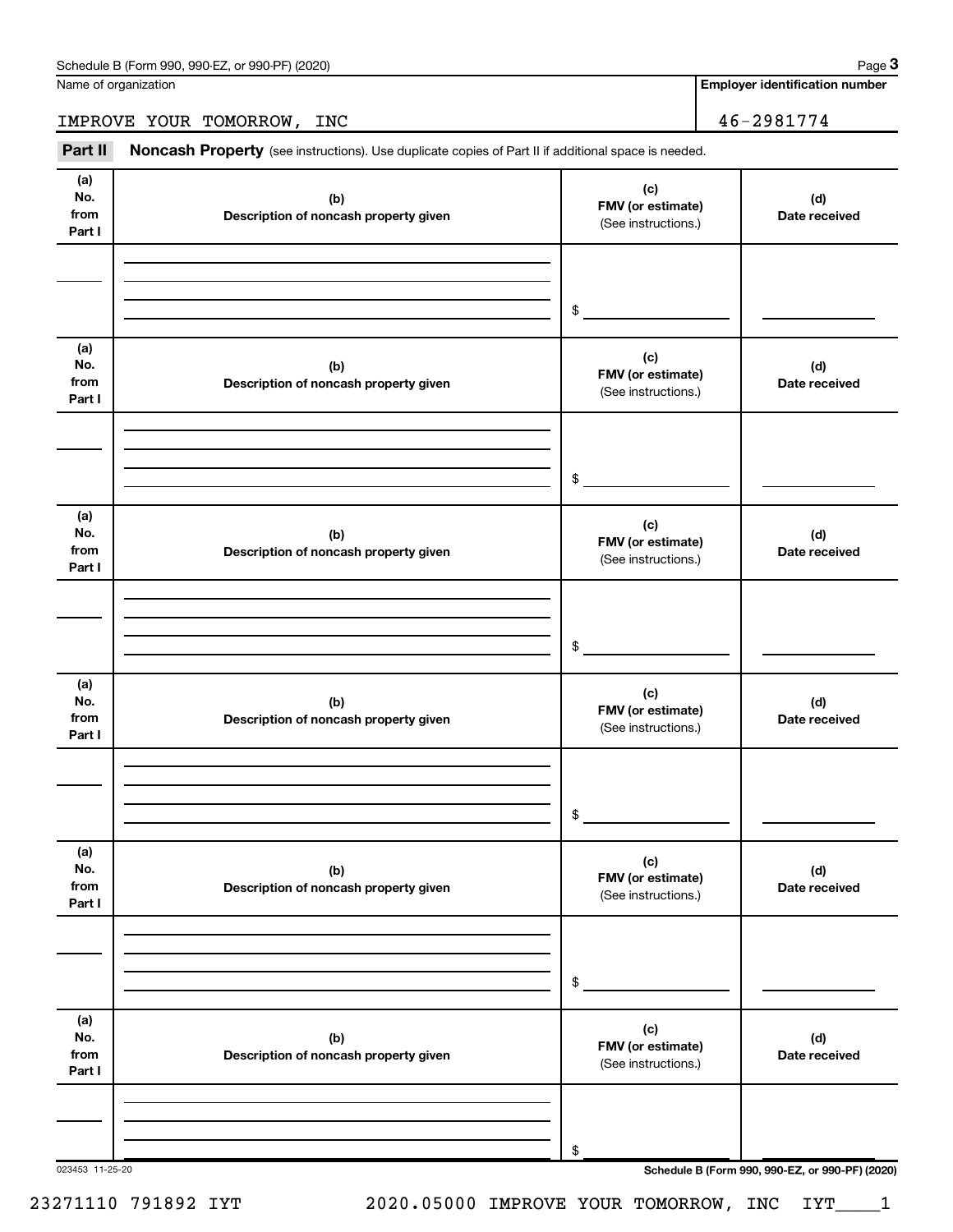Name of organization

IMPROVE YOUR TOMORROW, INC

**Employer identification number**

46-2981774

**Part II** **Noncash Property** (see instructions). Use duplicate copies of Part II if additional space is needed.

| (a) No. from Part I | (b) Description of noncash property given | (c) FMV (or estimate) (See instructions.) | (d) Date received |
|---|---|---|---|
| | | $ | |

| (a) No. from Part I | (b) Description of noncash property given | (c) FMV (or estimate) (See instructions.) | (d) Date received |
|---|---|---|---|
| | | $ | |

| (a) No. from Part I | (b) Description of noncash property given | (c) FMV (or estimate) (See instructions.) | (d) Date received |
|---|---|---|---|
| | | $ | |

| (a) No. from Part I | (b) Description of noncash property given | (c) FMV (or estimate) (See instructions.) | (d) Date received |
|---|---|---|---|
| | | $ | |

| (a) No. from Part I | (b) Description of noncash property given | (c) FMV (or estimate) (See instructions.) | (d) Date received |
|---|---|---|---|
| | | $ | |

| (a) No. from Part I | (b) Description of noncash property given | (c) FMV (or estimate) (See instructions.) | (d) Date received |
|---|---|---|---|
| | | $ | |

023453 11-25-20

23271110 791892 IYT 2020.05000 IMPROVE YOUR TOMORROW, INC IYT____1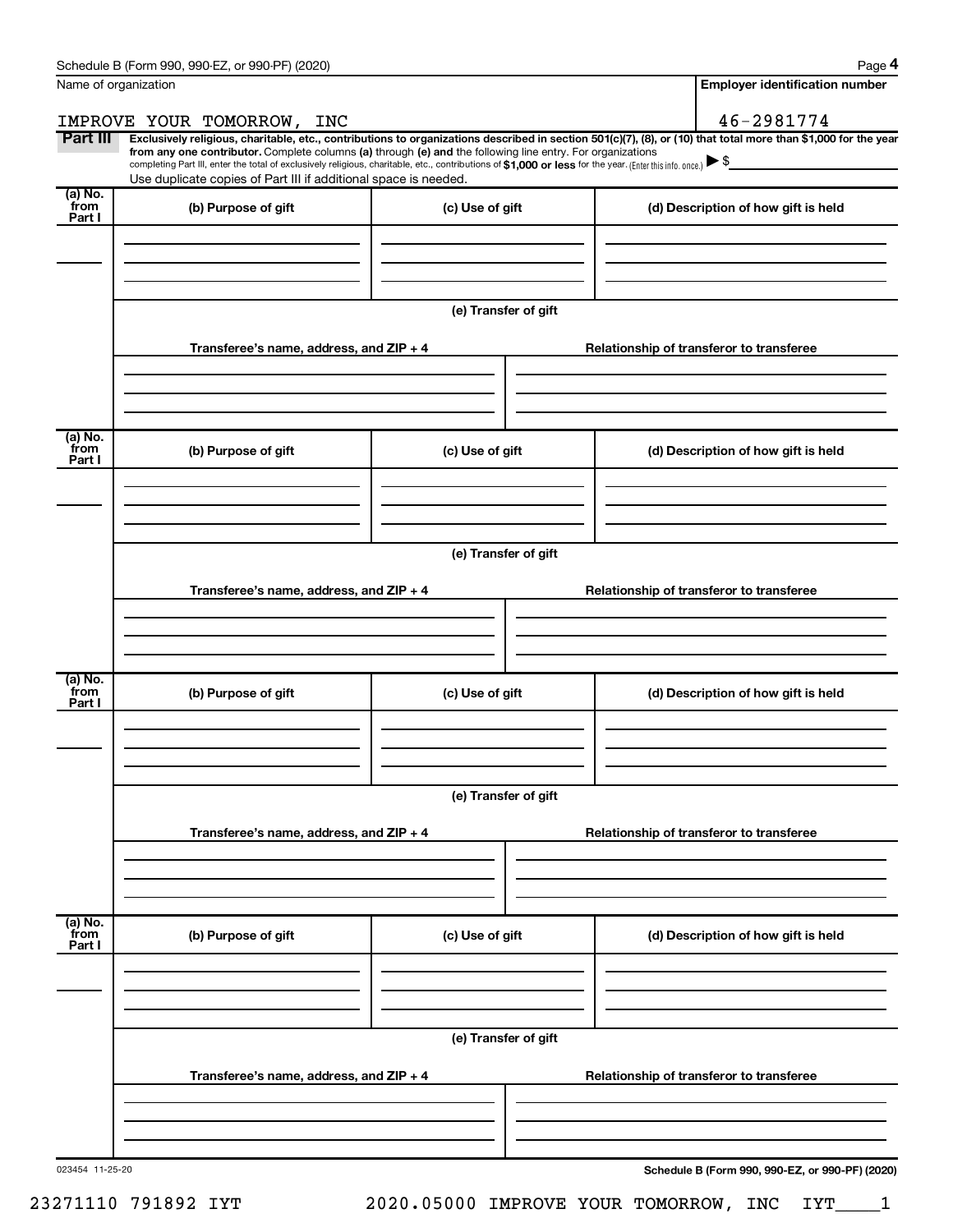Schedule B (Form 990, 990-EZ, or 990-PF) (2020)

| Name of organization | Employer identification number |
|---|---|
| IMPROVE YOUR TOMORROW, INC | 46-2981774 |

**Part III** **Exclusively religious, charitable, etc., contributions to organizations described in section 501(c)(7), (8), or (10) that total more than $1,000 for the year from any one contributor.** Complete columns **(a)** through **(e) and** the following line entry. For organizations completing Part III, enter the total of exclusively religious, charitable, etc., contributions of **$1,000 or less** for the year. (Enter this info. once.) ▶ $

Use duplicate copies of Part III if additional space is needed.

| (a) No. from Part I | (b) Purpose of gift | (c) Use of gift | (d) Description of how gift is held |
|---|---|---|---|
| | | | |

**(e) Transfer of gift**

| Transferee's name, address, and ZIP + 4 | Relationship of transferor to transferee |
|---|---|
| | |

| (a) No. from Part I | (b) Purpose of gift | (c) Use of gift | (d) Description of how gift is held |
|---|---|---|---|
| | | | |

**(e) Transfer of gift**

| Transferee's name, address, and ZIP + 4 | Relationship of transferor to transferee |
|---|---|
| | |

| (a) No. from Part I | (b) Purpose of gift | (c) Use of gift | (d) Description of how gift is held |
|---|---|---|---|
| | | | |

**(e) Transfer of gift**

| Transferee's name, address, and ZIP + 4 | Relationship of transferor to transferee |
|---|---|
| | |

| (a) No. from Part I | (b) Purpose of gift | (c) Use of gift | (d) Description of how gift is held |
|---|---|---|---|
| | | | |

**(e) Transfer of gift**

| Transferee's name, address, and ZIP + 4 | Relationship of transferor to transferee |
|---|---|
| | |

023454 11-25-20

**Schedule B (Form 990, 990-EZ, or 990-PF) (2020)**

23271110 791892 IYT 2020.05000 IMPROVE YOUR TOMORROW, INC IYT____1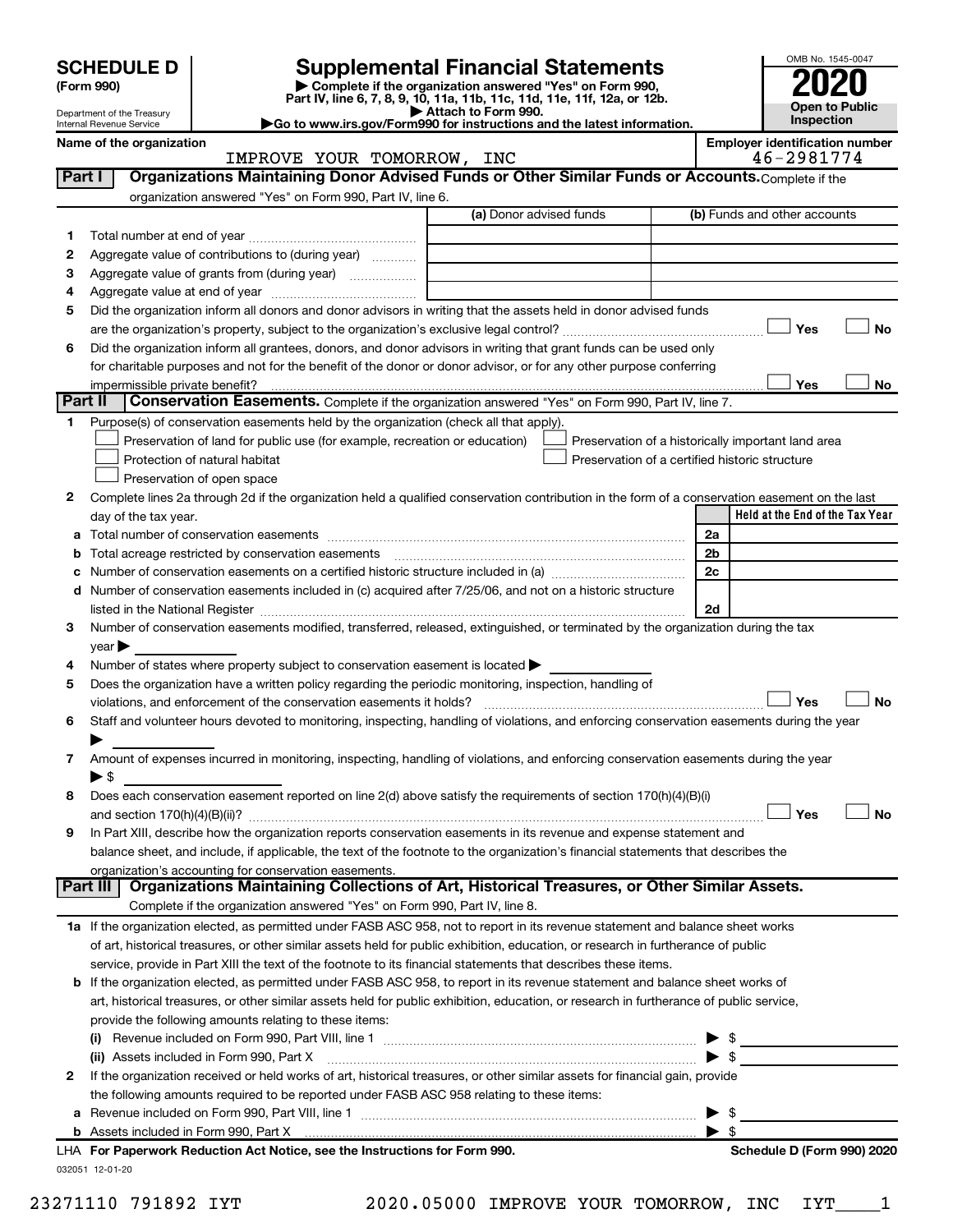# SCHEDULE D (Form 990)

Department of the Treasury
Internal Revenue Service

## Supplemental Financial Statements

▶ Complete if the organization answered "Yes" on Form 990, Part IV, line 6, 7, 8, 9, 10, 11a, 11b, 11c, 11d, 11e, 11f, 12a, or 12b.
▶ Attach to Form 990.
▶Go to www.irs.gov/Form990 for instructions and the latest information.

OMB No. 1545-0047

**2020**

**Open to Public Inspection**

**Name of the organization:** IMPROVE YOUR TOMORROW, INC

**Employer identification number:** 46-2981774

### Part I — Organizations Maintaining Donor Advised Funds or Other Similar Funds or Accounts. Complete if the organization answered "Yes" on Form 990, Part IV, line 6.

| | | (a) Donor advised funds | (b) Funds and other accounts |
|---|---|---|---|
| 1 | Total number at end of year | | |
| 2 | Aggregate value of contributions to (during year) | | |
| 3 | Aggregate value of grants from (during year) | | |
| 4 | Aggregate value at end of year | | |

5 Did the organization inform all donors and donor advisors in writing that the assets held in donor advised funds are the organization's property, subject to the organization's exclusive legal control? ☐ Yes ☐ No

6 Did the organization inform all grantees, donors, and donor advisors in writing that grant funds can be used only for charitable purposes and not for the benefit of the donor or donor advisor, or for any other purpose conferring impermissible private benefit? ☐ Yes ☐ No

### Part II — Conservation Easements. Complete if the organization answered "Yes" on Form 990, Part IV, line 7.

1 Purpose(s) of conservation easements held by the organization (check all that apply).

- ☐ Preservation of land for public use (for example, recreation or education)
- ☐ Protection of natural habitat
- ☐ Preservation of open space
- ☐ Preservation of a historically important land area
- ☐ Preservation of a certified historic structure

2 Complete lines 2a through 2d if the organization held a qualified conservation contribution in the form of a conservation easement on the last day of the tax year.

| | | | Held at the End of the Tax Year |
|---|---|---|---|
| a | Total number of conservation easements | 2a | |
| b | Total acreage restricted by conservation easements | 2b | |
| c | Number of conservation easements on a certified historic structure included in (a) | 2c | |
| d | Number of conservation easements included in (c) acquired after 7/25/06, and not on a historic structure listed in the National Register | 2d | |

3 Number of conservation easements modified, transferred, released, extinguished, or terminated by the organization during the tax year ▶

4 Number of states where property subject to conservation easement is located ▶

5 Does the organization have a written policy regarding the periodic monitoring, inspection, handling of violations, and enforcement of the conservation easements it holds? ☐ Yes ☐ No

6 Staff and volunteer hours devoted to monitoring, inspecting, handling of violations, and enforcing conservation easements during the year ▶

7 Amount of expenses incurred in monitoring, inspecting, handling of violations, and enforcing conservation easements during the year ▶ $

8 Does each conservation easement reported on line 2(d) above satisfy the requirements of section 170(h)(4)(B)(i) and section 170(h)(4)(B)(ii)? ☐ Yes ☐ No

9 In Part XIII, describe how the organization reports conservation easements in its revenue and expense statement and balance sheet, and include, if applicable, the text of the footnote to the organization's financial statements that describes the organization's accounting for conservation easements.

### Part III — Organizations Maintaining Collections of Art, Historical Treasures, or Other Similar Assets. Complete if the organization answered "Yes" on Form 990, Part IV, line 8.

1a If the organization elected, as permitted under FASB ASC 958, not to report in its revenue statement and balance sheet works of art, historical treasures, or other similar assets held for public exhibition, education, or research in furtherance of public service, provide in Part XIII the text of the footnote to its financial statements that describes these items.

b If the organization elected, as permitted under FASB ASC 958, to report in its revenue statement and balance sheet works of art, historical treasures, or other similar assets held for public exhibition, education, or research in furtherance of public service, provide the following amounts relating to these items:

(i) Revenue included on Form 990, Part VIII, line 1 ▶ $

(ii) Assets included in Form 990, Part X ▶ $

2 If the organization received or held works of art, historical treasures, or other similar assets for financial gain, provide the following amounts required to be reported under FASB ASC 958 relating to these items:

a Revenue included on Form 990, Part VIII, line 1 ▶ $

b Assets included in Form 990, Part X ▶ $

LHA **For Paperwork Reduction Act Notice, see the Instructions for Form 990.** **Schedule D (Form 990) 2020**

032051 12-01-20

23271110 791892 IYT 2020.05000 IMPROVE YOUR TOMORROW, INC IYT____1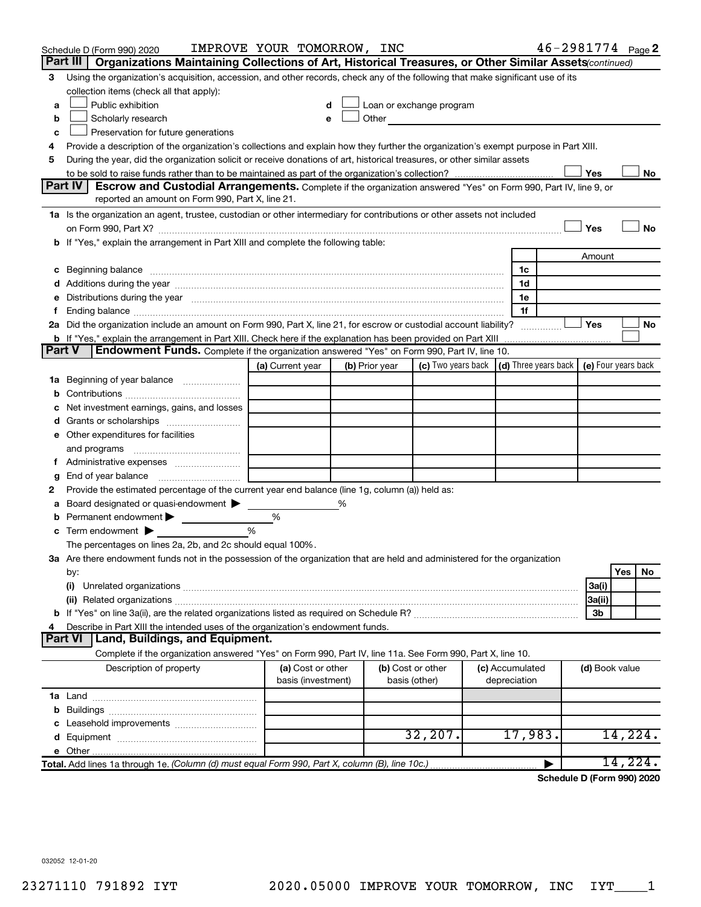Schedule D (Form 990) 2020 IMPROVE YOUR TOMORROW, INC 46-2981774 Page 2

## Part III Organizations Maintaining Collections of Art, Historical Treasures, or Other Similar Assets *(continued)*

3 Using the organization's acquisition, accession, and other records, check any of the following that make significant use of its collection items (check all that apply):

a ☐ Public exhibition
b ☐ Scholarly research
c ☐ Preservation for future generations
d ☐ Loan or exchange program
e ☐ Other

4 Provide a description of the organization's collections and explain how they further the organization's exempt purpose in Part XIII.

5 During the year, did the organization solicit or receive donations of art, historical treasures, or other similar assets to be sold to raise funds rather than to be maintained as part of the organization's collection? ☐ Yes ☐ No

## Part IV Escrow and Custodial Arrangements.

Complete if the organization answered "Yes" on Form 990, Part IV, line 9, or reported an amount on Form 990, Part X, line 21.

1a Is the organization an agent, trustee, custodian or other intermediary for contributions or other assets not included on Form 990, Part X? ☐ Yes ☐ No

b If "Yes," explain the arrangement in Part XIII and complete the following table:

| | | Amount |
|---|---|---|
| c Beginning balance | 1c | |
| d Additions during the year | 1d | |
| e Distributions during the year | 1e | |
| f Ending balance | 1f | |

2a Did the organization include an amount on Form 990, Part X, line 21, for escrow or custodial account liability? ☐ Yes ☐ No

b If "Yes," explain the arrangement in Part XIII. Check here if the explanation has been provided on Part XIII ☐

## Part V Endowment Funds.

Complete if the organization answered "Yes" on Form 990, Part IV, line 10.

| | (a) Current year | (b) Prior year | (c) Two years back | (d) Three years back | (e) Four years back |
|---|---|---|---|---|---|
| 1a Beginning of year balance | | | | | |
| b Contributions | | | | | |
| c Net investment earnings, gains, and losses | | | | | |
| d Grants or scholarships | | | | | |
| e Other expenditures for facilities and programs | | | | | |
| f Administrative expenses | | | | | |
| g End of year balance | | | | | |

2 Provide the estimated percentage of the current year end balance (line 1g, column (a)) held as:

a Board designated or quasi-endowment ▶ %
b Permanent endowment ▶ %
c Term endowment ▶ %

The percentages on lines 2a, 2b, and 2c should equal 100%.

3a Are there endowment funds not in the possession of the organization that are held and administered for the organization by:

| | | Yes | No |
|---|---|---|---|
| (i) Unrelated organizations | 3a(i) | | |
| (ii) Related organizations | 3a(ii) | | |
| b If "Yes" on line 3a(ii), are the related organizations listed as required on Schedule R? | 3b | | |

4 Describe in Part XIII the intended uses of the organization's endowment funds.

## Part VI Land, Buildings, and Equipment.

Complete if the organization answered "Yes" on Form 990, Part IV, line 11a. See Form 990, Part X, line 10.

| Description of property | (a) Cost or other basis (investment) | (b) Cost or other basis (other) | (c) Accumulated depreciation | (d) Book value |
|---|---|---|---|---|
| 1a Land | | | | |
| b Buildings | | | | |
| c Leasehold improvements | | | | |
| d Equipment | | 32,207. | 17,983. | 14,224. |
| e Other | | | | |
| **Total.** Add lines 1a through 1e. *(Column (d) must equal Form 990, Part X, column (B), line 10c.)* | | | ▶ | 14,224. |

**Schedule D (Form 990) 2020**

032052 12-01-20

23271110 791892 IYT 2020.05000 IMPROVE YOUR TOMORROW, INC IYT____1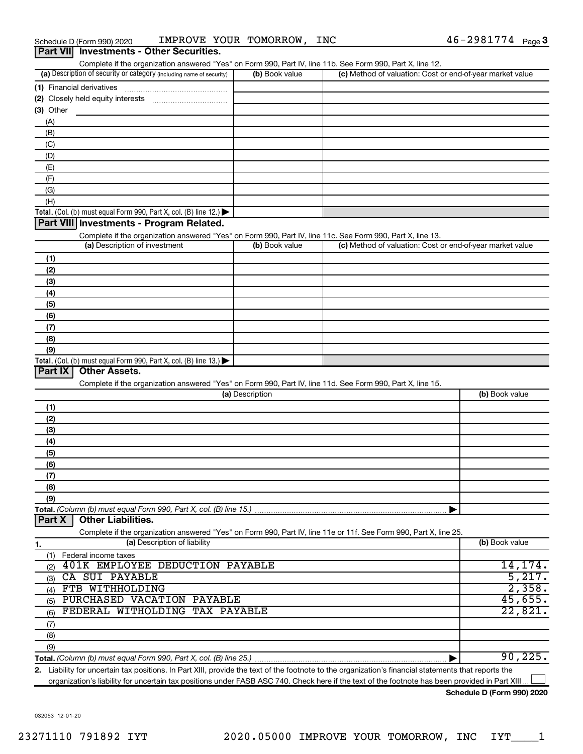Schedule D (Form 990) 2020 IMPROVE YOUR TOMORROW, INC 46-2981774 Page 3

## Part VII Investments - Other Securities.

Complete if the organization answered "Yes" on Form 990, Part IV, line 11b. See Form 990, Part X, line 12.

| (a) Description of security or category (including name of security) | (b) Book value | (c) Method of valuation: Cost or end-of-year market value |
|---|---|---|
| (1) Financial derivatives | | |
| (2) Closely held equity interests | | |
| (3) Other | | |
| (A) | | |
| (B) | | |
| (C) | | |
| (D) | | |
| (E) | | |
| (F) | | |
| (G) | | |
| (H) | | |
| **Total.** (Col. (b) must equal Form 990, Part X, col. (B) line 12.) | | |

## Part VIII Investments - Program Related.

Complete if the organization answered "Yes" on Form 990, Part IV, line 11c. See Form 990, Part X, line 13.

| (a) Description of investment | (b) Book value | (c) Method of valuation: Cost or end-of-year market value |
|---|---|---|
| (1) | | |
| (2) | | |
| (3) | | |
| (4) | | |
| (5) | | |
| (6) | | |
| (7) | | |
| (8) | | |
| (9) | | |
| **Total.** (Col. (b) must equal Form 990, Part X, col. (B) line 13.) | | |

## Part IX Other Assets.

Complete if the organization answered "Yes" on Form 990, Part IV, line 11d. See Form 990, Part X, line 15.

| (a) Description | (b) Book value |
|---|---|
| (1) | |
| (2) | |
| (3) | |
| (4) | |
| (5) | |
| (6) | |
| (7) | |
| (8) | |
| (9) | |
| **Total.** *(Column (b) must equal Form 990, Part X, col. (B) line 15.)* | |

## Part X Other Liabilities.

Complete if the organization answered "Yes" on Form 990, Part IV, line 11e or 11f. See Form 990, Part X, line 25.

| 1. (a) Description of liability | (b) Book value |
|---|---|
| (1) Federal income taxes | |
| (2) 401K EMPLOYEE DEDUCTION PAYABLE | 14,174. |
| (3) CA SUI PAYABLE | 5,217. |
| (4) FTB WITHHOLDING | 2,358. |
| (5) PURCHASED VACATION PAYABLE | 45,655. |
| (6) FEDERAL WITHOLDING TAX PAYABLE | 22,821. |
| (7) | |
| (8) | |
| (9) | |
| **Total.** *(Column (b) must equal Form 990, Part X, col. (B) line 25.)* | 90,225. |

2. Liability for uncertain tax positions. In Part XIII, provide the text of the footnote to the organization's financial statements that reports the organization's liability for uncertain tax positions under FASB ASC 740. Check here if the text of the footnote has been provided in Part XIII ☐

**Schedule D (Form 990) 2020**

032053 12-01-20

23271110 791892 IYT 2020.05000 IMPROVE YOUR TOMORROW, INC IYT____1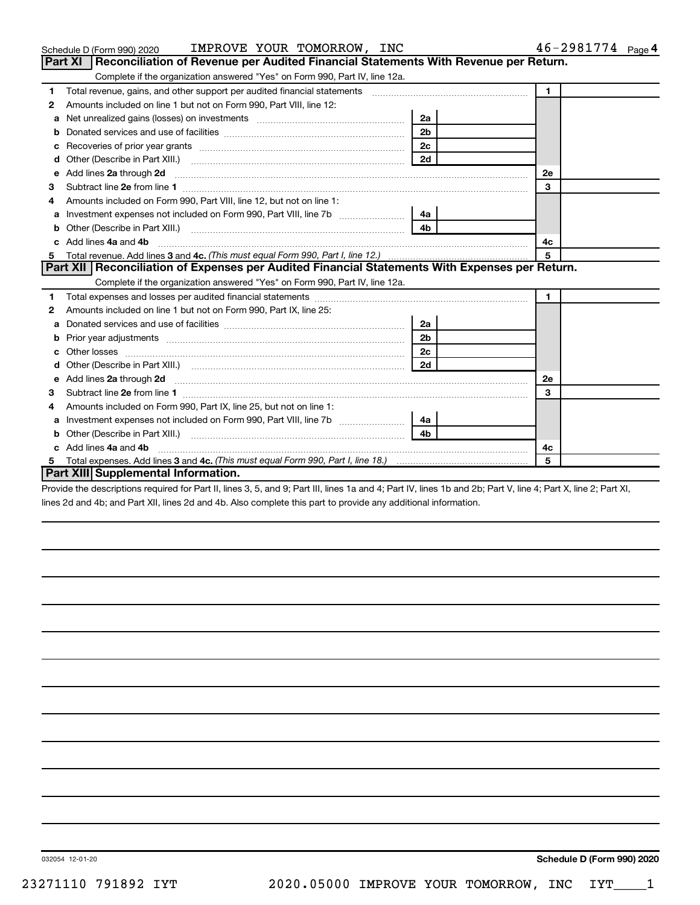Schedule D (Form 990) 2020 IMPROVE YOUR TOMORROW, INC 46-2981774 Page 4

## Part XI Reconciliation of Revenue per Audited Financial Statements With Revenue per Return.

Complete if the organization answered "Yes" on Form 990, Part IV, line 12a.

| | | | | | |
|---|---|---|---|---|---|
| 1 | Total revenue, gains, and other support per audited financial statements | | | 1 | |
| 2 | Amounts included on line 1 but not on Form 990, Part VIII, line 12: | | | | |
| a | Net unrealized gains (losses) on investments | 2a | | | |
| b | Donated services and use of facilities | 2b | | | |
| c | Recoveries of prior year grants | 2c | | | |
| d | Other (Describe in Part XIII.) | 2d | | | |
| e | Add lines 2a through 2d | | | 2e | |
| 3 | Subtract line 2e from line 1 | | | 3 | |
| 4 | Amounts included on Form 990, Part VIII, line 12, but not on line 1: | | | | |
| a | Investment expenses not included on Form 990, Part VIII, line 7b | 4a | | | |
| b | Other (Describe in Part XIII.) | 4b | | | |
| c | Add lines 4a and 4b | | | 4c | |
| 5 | Total revenue. Add lines 3 and 4c. *(This must equal Form 990, Part I, line 12.)* | | | 5 | |

## Part XII Reconciliation of Expenses per Audited Financial Statements With Expenses per Return.

Complete if the organization answered "Yes" on Form 990, Part IV, line 12a.

| | | | | | |
|---|---|---|---|---|---|
| 1 | Total expenses and losses per audited financial statements | | | 1 | |
| 2 | Amounts included on line 1 but not on Form 990, Part IX, line 25: | | | | |
| a | Donated services and use of facilities | 2a | | | |
| b | Prior year adjustments | 2b | | | |
| c | Other losses | 2c | | | |
| d | Other (Describe in Part XIII.) | 2d | | | |
| e | Add lines 2a through 2d | | | 2e | |
| 3 | Subtract line 2e from line 1 | | | 3 | |
| 4 | Amounts included on Form 990, Part IX, line 25, but not on line 1: | | | | |
| a | Investment expenses not included on Form 990, Part VIII, line 7b | 4a | | | |
| b | Other (Describe in Part XIII.) | 4b | | | |
| c | Add lines 4a and 4b | | | 4c | |
| 5 | Total expenses. Add lines 3 and 4c. *(This must equal Form 990, Part I, line 18.)* | | | 5 | |

## Part XIII Supplemental Information.

Provide the descriptions required for Part II, lines 3, 5, and 9; Part III, lines 1a and 4; Part IV, lines 1b and 2b; Part V, line 4; Part X, line 2; Part XI, lines 2d and 4b; and Part XII, lines 2d and 4b. Also complete this part to provide any additional information.

032054 12-01-20 **Schedule D (Form 990) 2020**

23271110 791892 IYT 2020.05000 IMPROVE YOUR TOMORROW, INC IYT____1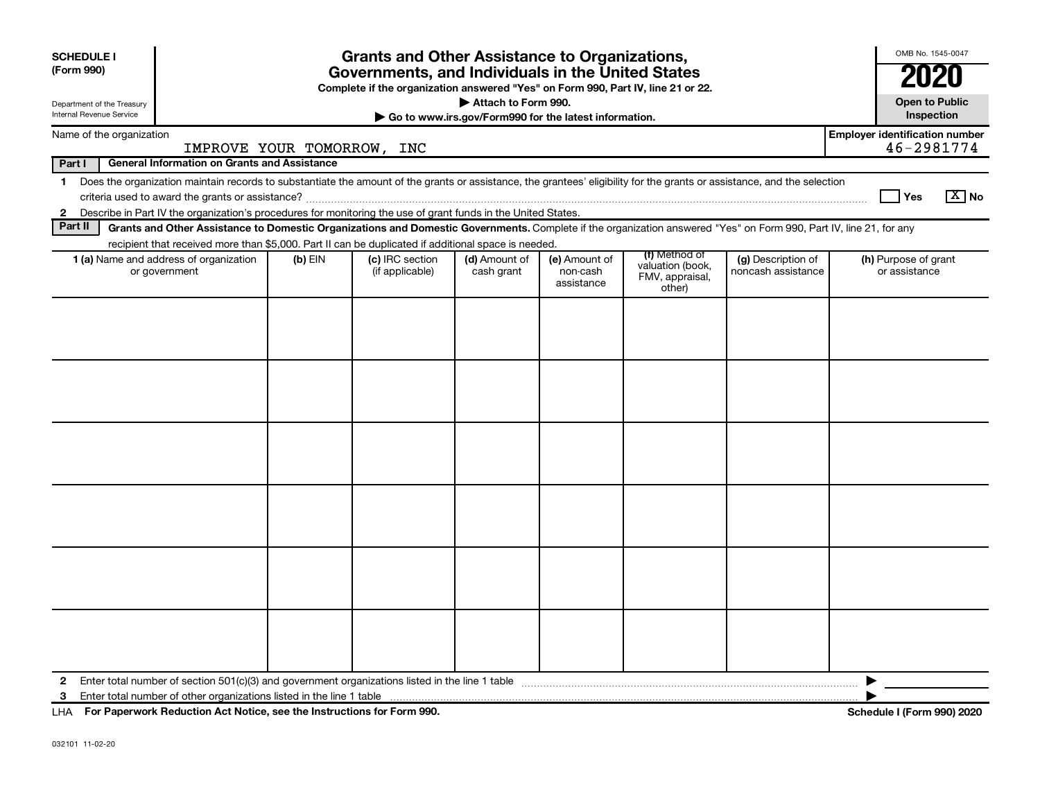**SCHEDULE I**
**(Form 990)**

Department of the Treasury
Internal Revenue Service

# Grants and Other Assistance to Organizations, Governments, and Individuals in the United States

**Complete if the organization answered "Yes" on Form 990, Part IV, line 21 or 22.**

**▶ Attach to Form 990.**

**▶ Go to www.irs.gov/Form990 for the latest information.**

OMB No. 1545-0047

**2020**

**Open to Public Inspection**

Name of the organization: IMPROVE YOUR TOMORROW, INC

**Employer identification number** 46-2981774

**Part I General Information on Grants and Assistance**

1 Does the organization maintain records to substantiate the amount of the grants or assistance, the grantees' eligibility for the grants or assistance, and the selection criteria used to award the grants or assistance? ☐ **Yes** ☒ **No**

2 Describe in Part IV the organization's procedures for monitoring the use of grant funds in the United States.

**Part II Grants and Other Assistance to Domestic Organizations and Domestic Governments.** Complete if the organization answered "Yes" on Form 990, Part IV, line 21, for any recipient that received more than $5,000. Part II can be duplicated if additional space is needed.

| **1 (a)** Name and address of organization or government | **(b)** EIN | **(c)** IRC section (if applicable) | **(d)** Amount of cash grant | **(e)** Amount of non-cash assistance | **(f)** Method of valuation (book, FMV, appraisal, other) | **(g)** Description of noncash assistance | **(h)** Purpose of grant or assistance |
|---|---|---|---|---|---|---|---|
| | | | | | | | |
| | | | | | | | |
| | | | | | | | |
| | | | | | | | |
| | | | | | | | |
| | | | | | | | |

2 Enter total number of section 501(c)(3) and government organizations listed in the line 1 table ▶

3 Enter total number of other organizations listed in the line 1 table ▶

LHA **For Paperwork Reduction Act Notice, see the Instructions for Form 990.** **Schedule I (Form 990) 2020**

032101 11-02-20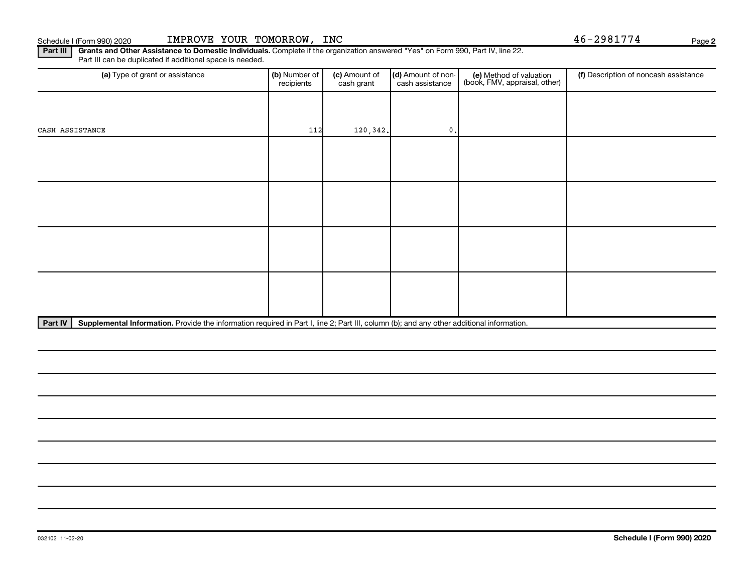Schedule I (Form 990) 2020 IMPROVE YOUR TOMORROW, INC 46-2981774

**Part III** **Grants and Other Assistance to Domestic Individuals.** Complete if the organization answered "Yes" on Form 990, Part IV, line 22. Part III can be duplicated if additional space is needed.

| (a) Type of grant or assistance | (b) Number of recipients | (c) Amount of cash grant | (d) Amount of non-cash assistance | (e) Method of valuation (book, FMV, appraisal, other) | (f) Description of noncash assistance |
|---|---|---|---|---|---|
| CASH ASSISTANCE | 112 | 120,342. | 0. | | |
| | | | | | |
| | | | | | |
| | | | | | |
| | | | | | |

**Part IV** **Supplemental Information.** Provide the information required in Part I, line 2; Part III, column (b); and any other additional information.

032102 11-02-20

**Schedule I (Form 990) 2020**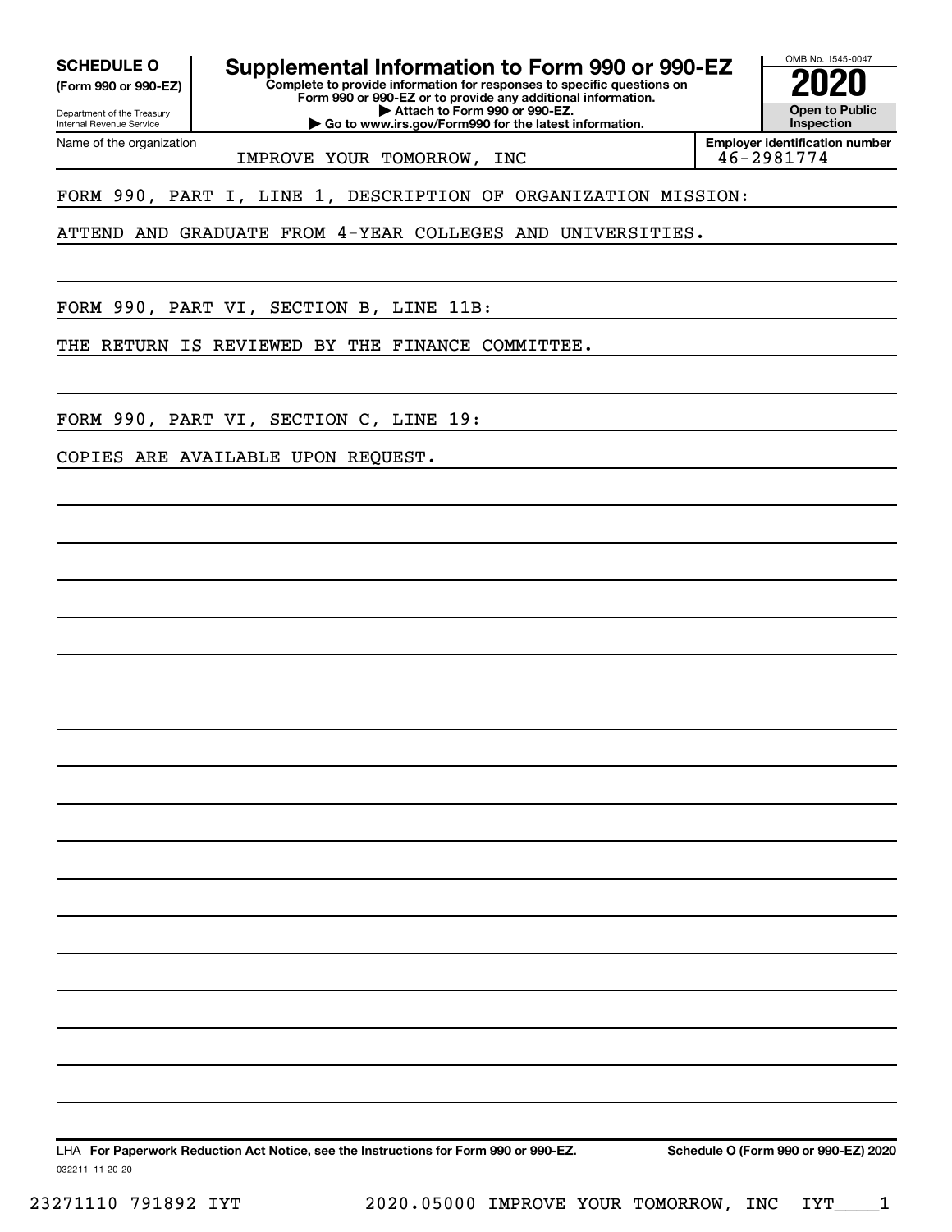**SCHEDULE O**
**(Form 990 or 990-EZ)**

Department of the Treasury
Internal Revenue Service

# Supplemental Information to Form 990 or 990-EZ

**Complete to provide information for responses to specific questions on Form 990 or 990-EZ or to provide any additional information.**
**▶ Attach to Form 990 or 990-EZ.**
**▶ Go to www.irs.gov/Form990 for the latest information.**

OMB No. 1545-0047
**2020**
**Open to Public Inspection**

Name of the organization: IMPROVE YOUR TOMORROW, INC

**Employer identification number**: 46-2981774

FORM 990, PART I, LINE 1, DESCRIPTION OF ORGANIZATION MISSION:

ATTEND AND GRADUATE FROM 4-YEAR COLLEGES AND UNIVERSITIES.

FORM 990, PART VI, SECTION B, LINE 11B:

THE RETURN IS REVIEWED BY THE FINANCE COMMITTEE.

FORM 990, PART VI, SECTION C, LINE 19:

COPIES ARE AVAILABLE UPON REQUEST.

LHA **For Paperwork Reduction Act Notice, see the Instructions for Form 990 or 990-EZ.** **Schedule O (Form 990 or 990-EZ) 2020**

032211 11-20-20

23271110 791892 IYT 2020.05000 IMPROVE YOUR TOMORROW, INC IYT____1